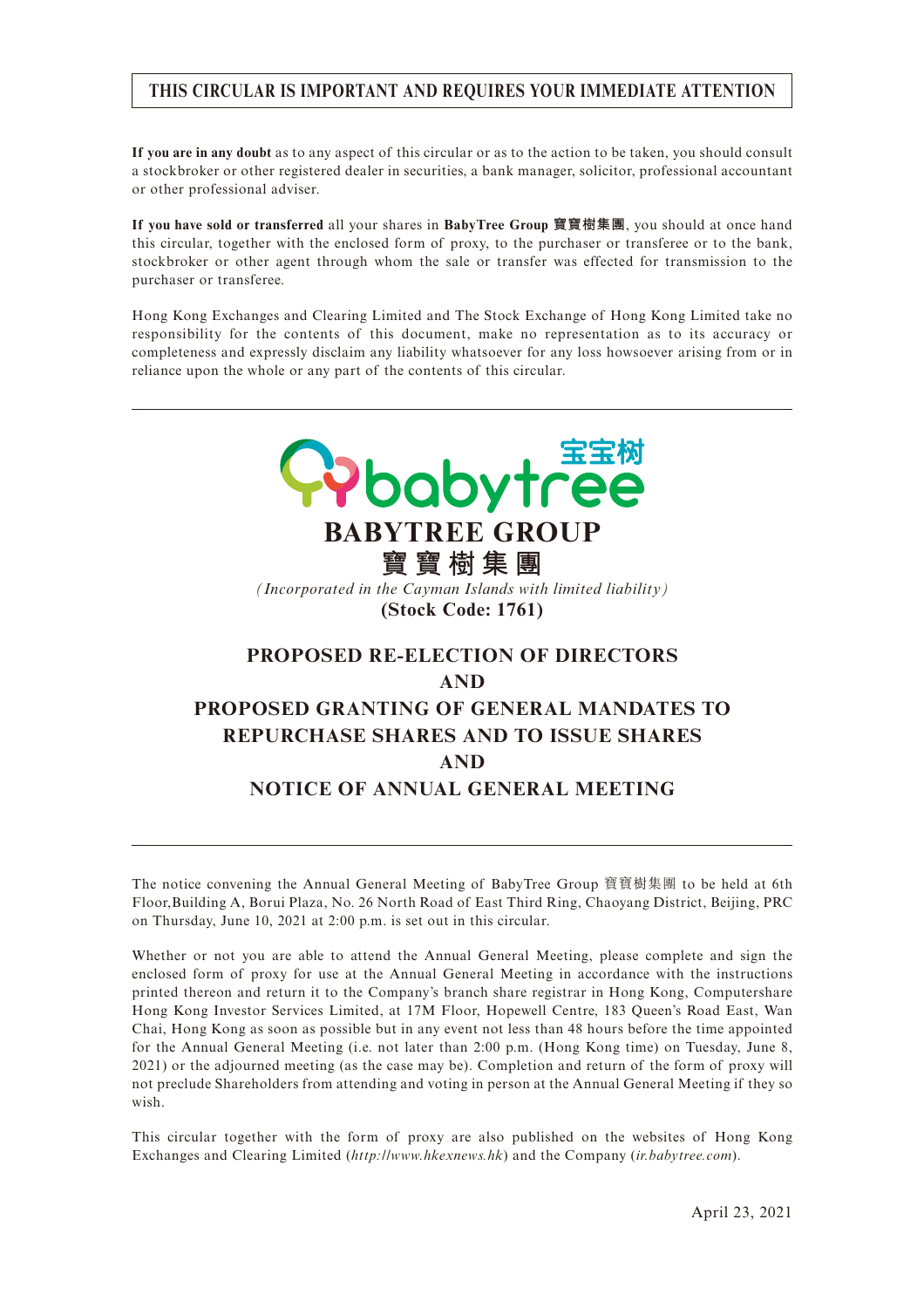**THIS CIRCULAR IS IMPORTANT AND REQUIRES YOUR IMMEDIATE ATTENTION**

**If you are in any doubt** as to any aspect of this circular or as to the action to be taken, you should consult a stockbroker or other registered dealer in securities, a bank manager, solicitor, professional accountant or other professional adviser.

**If you have sold or transferred** all your shares in **BabyTree Group 寶寶樹集團**, you should at once hand this circular, together with the enclosed form of proxy, to the purchaser or transferee or to the bank, stockbroker or other agent through whom the sale or transfer was effected for transmission to the purchaser or transferee.

Hong Kong Exchanges and Clearing Limited and The Stock Exchange of Hong Kong Limited take no responsibility for the contents of this document, make no representation as to its accuracy or completeness and expressly disclaim any liability whatsoever for any loss howsoever arising from or in reliance upon the whole or any part of the contents of this circular.

babytree 宝宝树

# BABYTREE GROUP
# 寶寶樹集團

*(Incorporated in the Cayman Islands with limited liability)*

**(Stock Code: 1761)**

## PROPOSED RE-ELECTION OF DIRECTORS
## AND
## PROPOSED GRANTING OF GENERAL MANDATES TO REPURCHASE SHARES AND TO ISSUE SHARES
## AND
## NOTICE OF ANNUAL GENERAL MEETING

The notice convening the Annual General Meeting of BabyTree Group 寶寶樹集團 to be held at 6th Floor,Building A, Borui Plaza, No. 26 North Road of East Third Ring, Chaoyang District, Beijing, PRC on Thursday, June 10, 2021 at 2:00 p.m. is set out in this circular.

Whether or not you are able to attend the Annual General Meeting, please complete and sign the enclosed form of proxy for use at the Annual General Meeting in accordance with the instructions printed thereon and return it to the Company's branch share registrar in Hong Kong, Computershare Hong Kong Investor Services Limited, at 17M Floor, Hopewell Centre, 183 Queen's Road East, Wan Chai, Hong Kong as soon as possible but in any event not less than 48 hours before the time appointed for the Annual General Meeting (i.e. not later than 2:00 p.m. (Hong Kong time) on Tuesday, June 8, 2021) or the adjourned meeting (as the case may be). Completion and return of the form of proxy will not preclude Shareholders from attending and voting in person at the Annual General Meeting if they so wish.

This circular together with the form of proxy are also published on the websites of Hong Kong Exchanges and Clearing Limited (*http://www.hkexnews.hk*) and the Company (*ir.babytree.com*).

April 23, 2021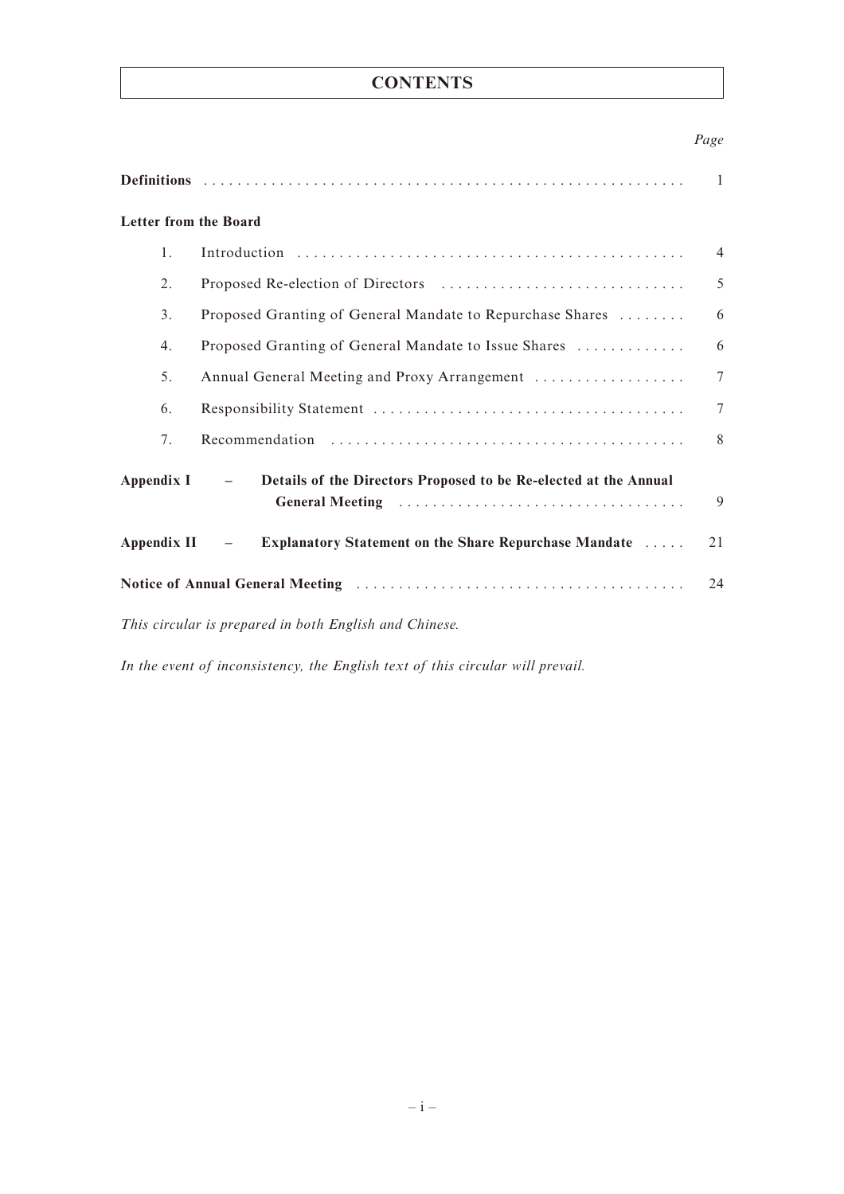# CONTENTS

| | Page |
|---|---|
| **Definitions** | 1 |
| **Letter from the Board** | |
| 1. Introduction | 4 |
| 2. Proposed Re-election of Directors | 5 |
| 3. Proposed Granting of General Mandate to Repurchase Shares | 6 |
| 4. Proposed Granting of General Mandate to Issue Shares | 6 |
| 5. Annual General Meeting and Proxy Arrangement | 7 |
| 6. Responsibility Statement | 7 |
| 7. Recommendation | 8 |
| **Appendix I – Details of the Directors Proposed to be Re-elected at the Annual General Meeting** | 9 |
| **Appendix II – Explanatory Statement on the Share Repurchase Mandate** | 21 |
| **Notice of Annual General Meeting** | 24 |

*This circular is prepared in both English and Chinese.*

*In the event of inconsistency, the English text of this circular will prevail.*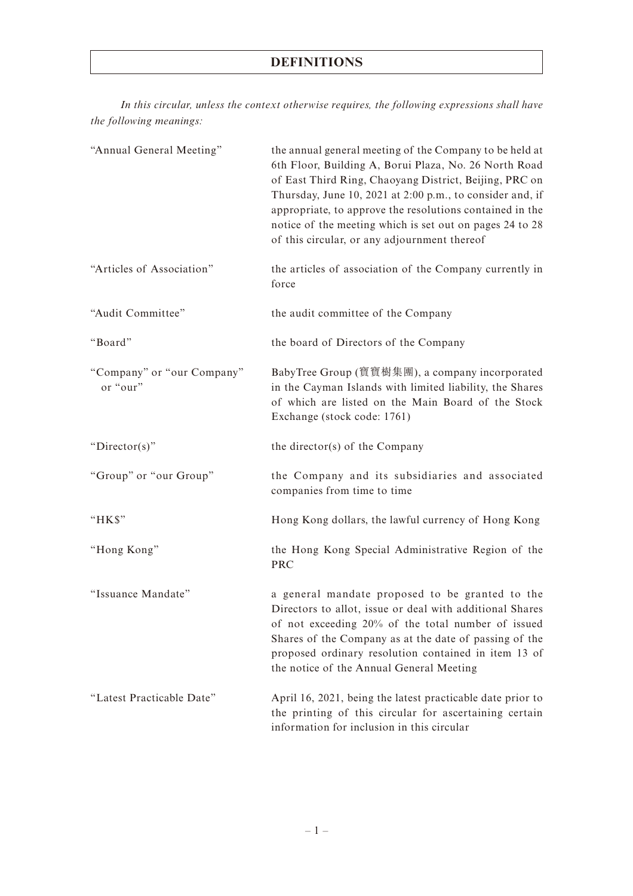# DEFINITIONS

*In this circular, unless the context otherwise requires, the following expressions shall have the following meanings:*

| | |
|---|---|
| "Annual General Meeting" | the annual general meeting of the Company to be held at 6th Floor, Building A, Borui Plaza, No. 26 North Road of East Third Ring, Chaoyang District, Beijing, PRC on Thursday, June 10, 2021 at 2:00 p.m., to consider and, if appropriate, to approve the resolutions contained in the notice of the meeting which is set out on pages 24 to 28 of this circular, or any adjournment thereof |
| "Articles of Association" | the articles of association of the Company currently in force |
| "Audit Committee" | the audit committee of the Company |
| "Board" | the board of Directors of the Company |
| "Company" or "our Company" or "our" | BabyTree Group (寶寶樹集團), a company incorporated in the Cayman Islands with limited liability, the Shares of which are listed on the Main Board of the Stock Exchange (stock code: 1761) |
| "Director(s)" | the director(s) of the Company |
| "Group" or "our Group" | the Company and its subsidiaries and associated companies from time to time |
| "HK$" | Hong Kong dollars, the lawful currency of Hong Kong |
| "Hong Kong" | the Hong Kong Special Administrative Region of the PRC |
| "Issuance Mandate" | a general mandate proposed to be granted to the Directors to allot, issue or deal with additional Shares of not exceeding 20% of the total number of issued Shares of the Company as at the date of passing of the proposed ordinary resolution contained in item 13 of the notice of the Annual General Meeting |
| "Latest Practicable Date" | April 16, 2021, being the latest practicable date prior to the printing of this circular for ascertaining certain information for inclusion in this circular |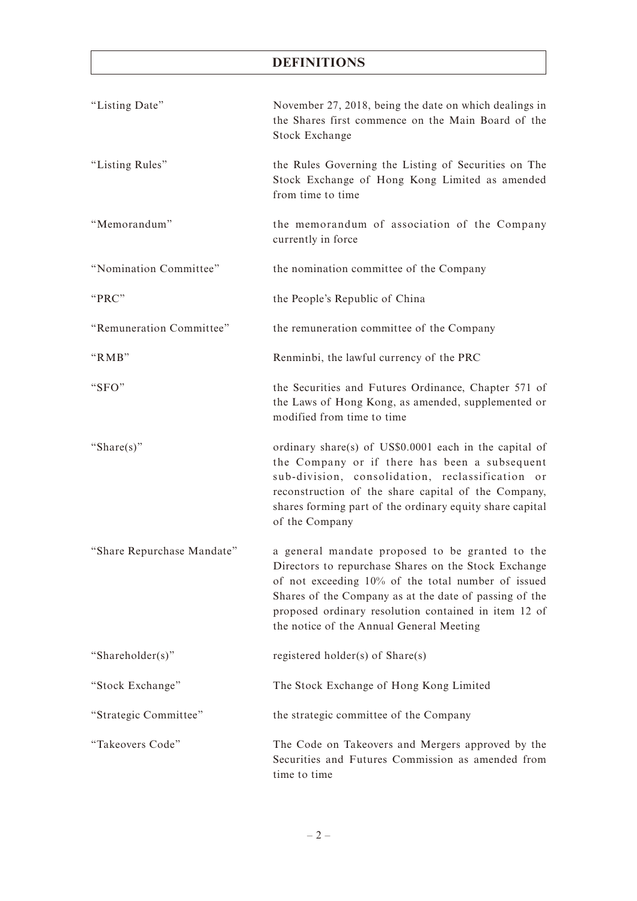# DEFINITIONS

| | |
|---|---|
| "Listing Date" | November 27, 2018, being the date on which dealings in the Shares first commence on the Main Board of the Stock Exchange |
| "Listing Rules" | the Rules Governing the Listing of Securities on The Stock Exchange of Hong Kong Limited as amended from time to time |
| "Memorandum" | the memorandum of association of the Company currently in force |
| "Nomination Committee" | the nomination committee of the Company |
| "PRC" | the People's Republic of China |
| "Remuneration Committee" | the remuneration committee of the Company |
| "RMB" | Renminbi, the lawful currency of the PRC |
| "SFO" | the Securities and Futures Ordinance, Chapter 571 of the Laws of Hong Kong, as amended, supplemented or modified from time to time |
| "Share(s)" | ordinary share(s) of US$0.0001 each in the capital of the Company or if there has been a subsequent sub-division, consolidation, reclassification or reconstruction of the share capital of the Company, shares forming part of the ordinary equity share capital of the Company |
| "Share Repurchase Mandate" | a general mandate proposed to be granted to the Directors to repurchase Shares on the Stock Exchange of not exceeding 10% of the total number of issued Shares of the Company as at the date of passing of the proposed ordinary resolution contained in item 12 of the notice of the Annual General Meeting |
| "Shareholder(s)" | registered holder(s) of Share(s) |
| "Stock Exchange" | The Stock Exchange of Hong Kong Limited |
| "Strategic Committee" | the strategic committee of the Company |
| "Takeovers Code" | The Code on Takeovers and Mergers approved by the Securities and Futures Commission as amended from time to time |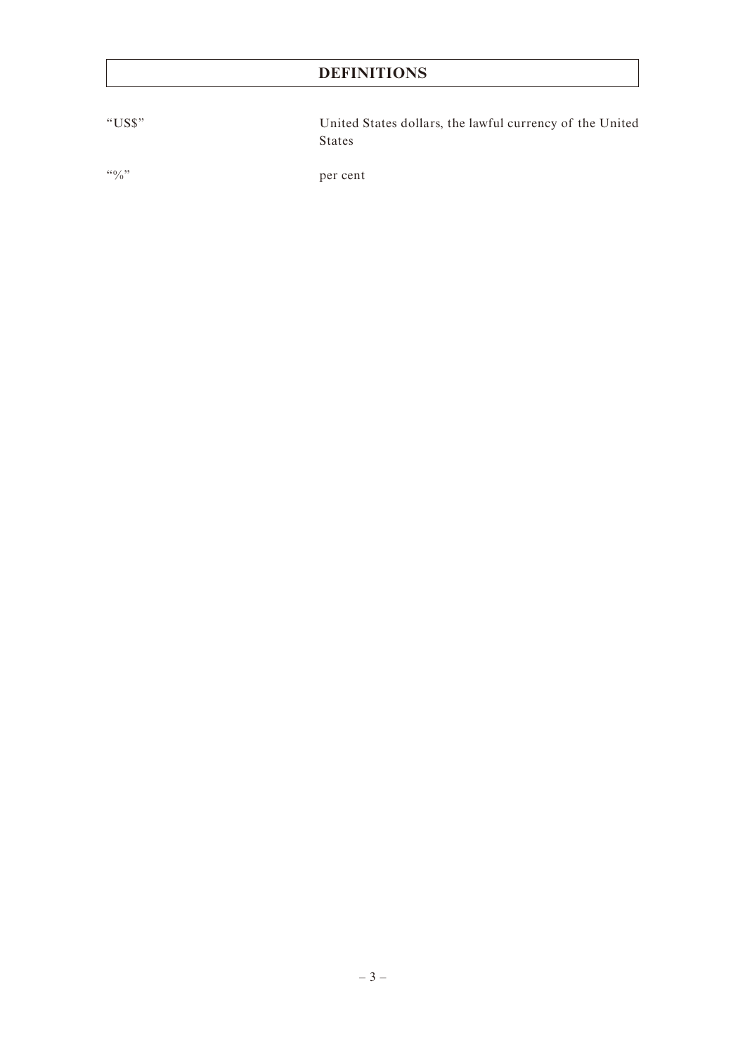# DEFINITIONS

| | |
|---|---|
| "US$" | United States dollars, the lawful currency of the United States |
| "%" | per cent |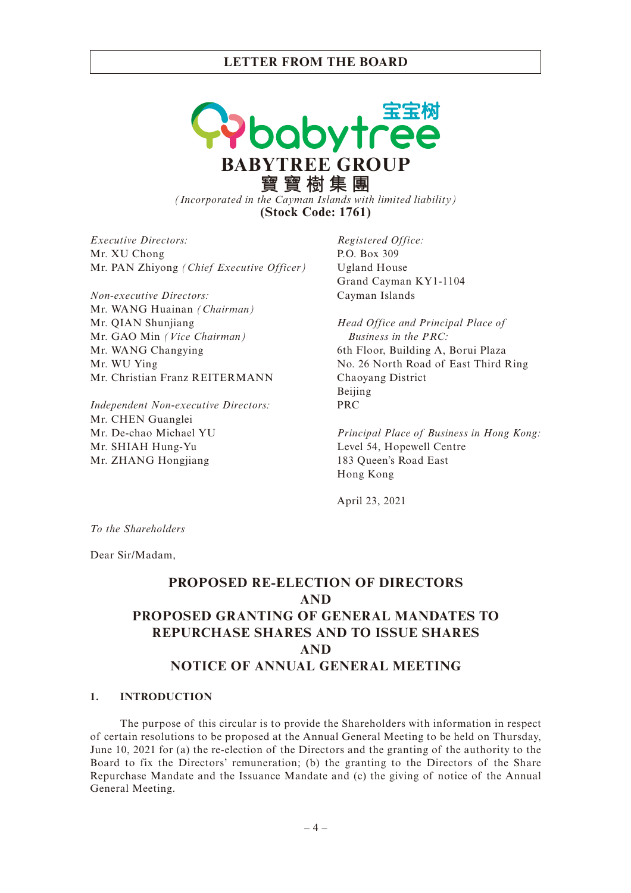# LETTER FROM THE BOARD

**BABYTREE GROUP**
**寶寶樹集團**

*(Incorporated in the Cayman Islands with limited liability)*
**(Stock Code: 1761)**

*Executive Directors:*
Mr. XU Chong
Mr. PAN Zhiyong *(Chief Executive Officer)*

*Non-executive Directors:*
Mr. WANG Huainan *(Chairman)*
Mr. QIAN Shunjiang
Mr. GAO Min *(Vice Chairman)*
Mr. WANG Changying
Mr. WU Ying
Mr. Christian Franz REITERMANN

*Independent Non-executive Directors:*
Mr. CHEN Guanglei
Mr. De-chao Michael YU
Mr. SHIAH Hung-Yu
Mr. ZHANG Hongjiang

*Registered Office:*
P.O. Box 309
Ugland House
Grand Cayman KY1-1104
Cayman Islands

*Head Office and Principal Place of Business in the PRC:*
6th Floor, Building A, Borui Plaza
No. 26 North Road of East Third Ring
Chaoyang District
Beijing
PRC

*Principal Place of Business in Hong Kong:*
Level 54, Hopewell Centre
183 Queen's Road East
Hong Kong

April 23, 2021

*To the Shareholders*

Dear Sir/Madam,

## PROPOSED RE-ELECTION OF DIRECTORS AND PROPOSED GRANTING OF GENERAL MANDATES TO REPURCHASE SHARES AND TO ISSUE SHARES AND NOTICE OF ANNUAL GENERAL MEETING

### 1. INTRODUCTION

The purpose of this circular is to provide the Shareholders with information in respect of certain resolutions to be proposed at the Annual General Meeting to be held on Thursday, June 10, 2021 for (a) the re-election of the Directors and the granting of the authority to the Board to fix the Directors' remuneration; (b) the granting to the Directors of the Share Repurchase Mandate and the Issuance Mandate and (c) the giving of notice of the Annual General Meeting.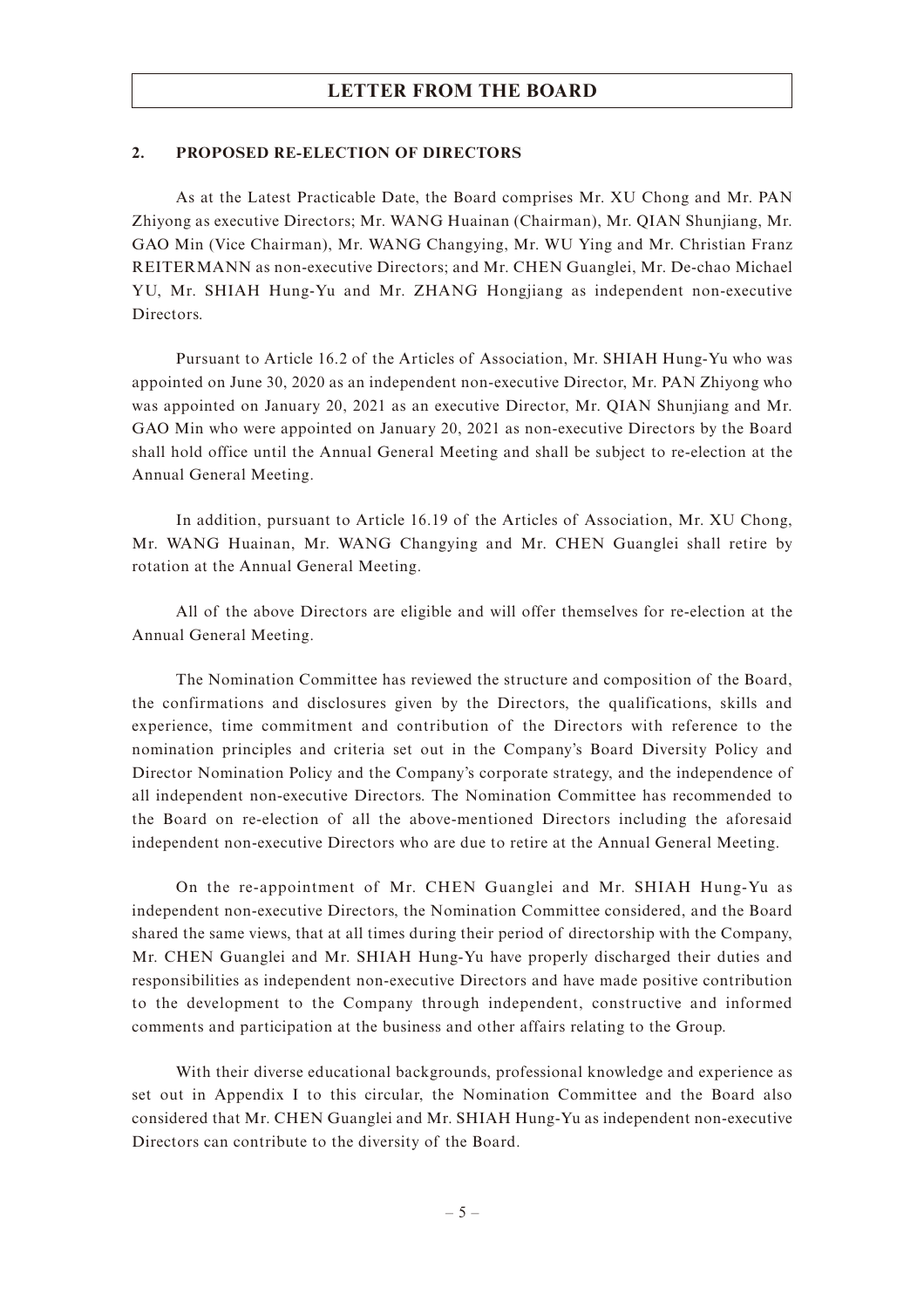## LETTER FROM THE BOARD

### 2. PROPOSED RE-ELECTION OF DIRECTORS

As at the Latest Practicable Date, the Board comprises Mr. XU Chong and Mr. PAN Zhiyong as executive Directors; Mr. WANG Huainan (Chairman), Mr. QIAN Shunjiang, Mr. GAO Min (Vice Chairman), Mr. WANG Changying, Mr. WU Ying and Mr. Christian Franz REITERMANN as non-executive Directors; and Mr. CHEN Guanglei, Mr. De-chao Michael YU, Mr. SHIAH Hung-Yu and Mr. ZHANG Hongjiang as independent non-executive Directors.

Pursuant to Article 16.2 of the Articles of Association, Mr. SHIAH Hung-Yu who was appointed on June 30, 2020 as an independent non-executive Director, Mr. PAN Zhiyong who was appointed on January 20, 2021 as an executive Director, Mr. QIAN Shunjiang and Mr. GAO Min who were appointed on January 20, 2021 as non-executive Directors by the Board shall hold office until the Annual General Meeting and shall be subject to re-election at the Annual General Meeting.

In addition, pursuant to Article 16.19 of the Articles of Association, Mr. XU Chong, Mr. WANG Huainan, Mr. WANG Changying and Mr. CHEN Guanglei shall retire by rotation at the Annual General Meeting.

All of the above Directors are eligible and will offer themselves for re-election at the Annual General Meeting.

The Nomination Committee has reviewed the structure and composition of the Board, the confirmations and disclosures given by the Directors, the qualifications, skills and experience, time commitment and contribution of the Directors with reference to the nomination principles and criteria set out in the Company's Board Diversity Policy and Director Nomination Policy and the Company's corporate strategy, and the independence of all independent non-executive Directors. The Nomination Committee has recommended to the Board on re-election of all the above-mentioned Directors including the aforesaid independent non-executive Directors who are due to retire at the Annual General Meeting.

On the re-appointment of Mr. CHEN Guanglei and Mr. SHIAH Hung-Yu as independent non-executive Directors, the Nomination Committee considered, and the Board shared the same views, that at all times during their period of directorship with the Company, Mr. CHEN Guanglei and Mr. SHIAH Hung-Yu have properly discharged their duties and responsibilities as independent non-executive Directors and have made positive contribution to the development to the Company through independent, constructive and informed comments and participation at the business and other affairs relating to the Group.

With their diverse educational backgrounds, professional knowledge and experience as set out in Appendix I to this circular, the Nomination Committee and the Board also considered that Mr. CHEN Guanglei and Mr. SHIAH Hung-Yu as independent non-executive Directors can contribute to the diversity of the Board.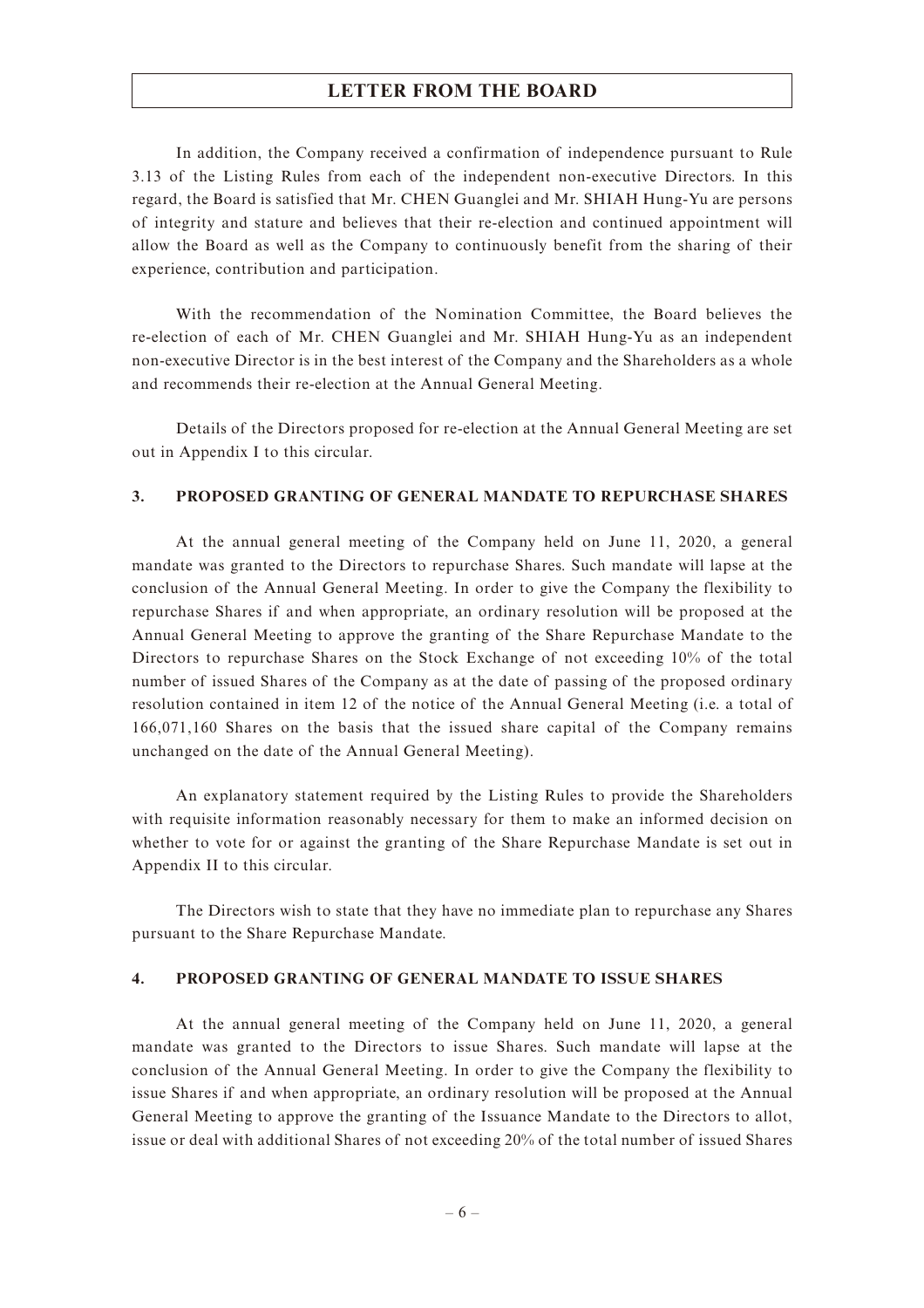In addition, the Company received a confirmation of independence pursuant to Rule 3.13 of the Listing Rules from each of the independent non-executive Directors. In this regard, the Board is satisfied that Mr. CHEN Guanglei and Mr. SHIAH Hung-Yu are persons of integrity and stature and believes that their re-election and continued appointment will allow the Board as well as the Company to continuously benefit from the sharing of their experience, contribution and participation.

With the recommendation of the Nomination Committee, the Board believes the re-election of each of Mr. CHEN Guanglei and Mr. SHIAH Hung-Yu as an independent non-executive Director is in the best interest of the Company and the Shareholders as a whole and recommends their re-election at the Annual General Meeting.

Details of the Directors proposed for re-election at the Annual General Meeting are set out in Appendix I to this circular.

## 3. PROPOSED GRANTING OF GENERAL MANDATE TO REPURCHASE SHARES

At the annual general meeting of the Company held on June 11, 2020, a general mandate was granted to the Directors to repurchase Shares. Such mandate will lapse at the conclusion of the Annual General Meeting. In order to give the Company the flexibility to repurchase Shares if and when appropriate, an ordinary resolution will be proposed at the Annual General Meeting to approve the granting of the Share Repurchase Mandate to the Directors to repurchase Shares on the Stock Exchange of not exceeding 10% of the total number of issued Shares of the Company as at the date of passing of the proposed ordinary resolution contained in item 12 of the notice of the Annual General Meeting (i.e. a total of 166,071,160 Shares on the basis that the issued share capital of the Company remains unchanged on the date of the Annual General Meeting).

An explanatory statement required by the Listing Rules to provide the Shareholders with requisite information reasonably necessary for them to make an informed decision on whether to vote for or against the granting of the Share Repurchase Mandate is set out in Appendix II to this circular.

The Directors wish to state that they have no immediate plan to repurchase any Shares pursuant to the Share Repurchase Mandate.

## 4. PROPOSED GRANTING OF GENERAL MANDATE TO ISSUE SHARES

At the annual general meeting of the Company held on June 11, 2020, a general mandate was granted to the Directors to issue Shares. Such mandate will lapse at the conclusion of the Annual General Meeting. In order to give the Company the flexibility to issue Shares if and when appropriate, an ordinary resolution will be proposed at the Annual General Meeting to approve the granting of the Issuance Mandate to the Directors to allot, issue or deal with additional Shares of not exceeding 20% of the total number of issued Shares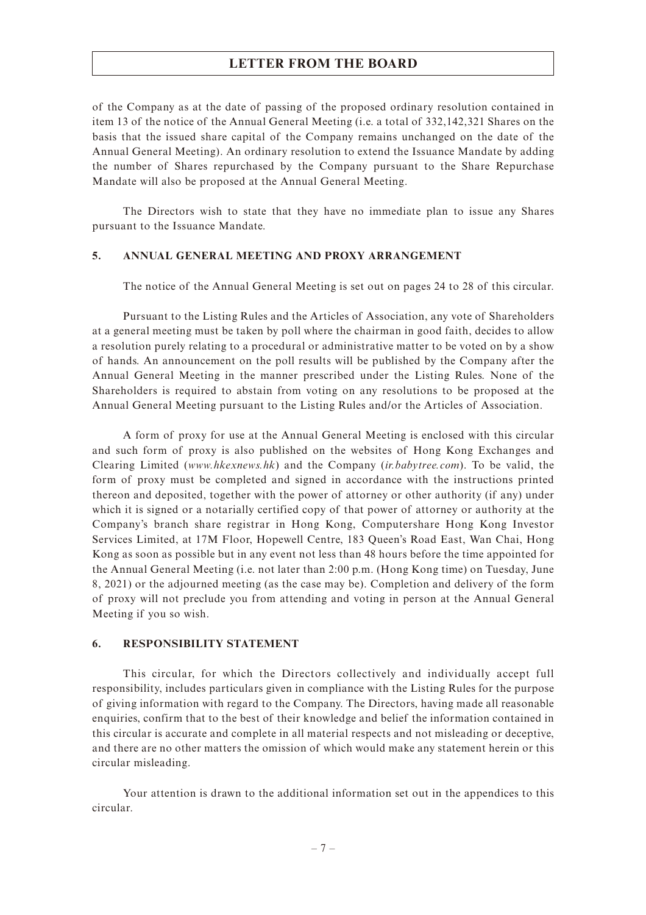of the Company as at the date of passing of the proposed ordinary resolution contained in item 13 of the notice of the Annual General Meeting (i.e. a total of 332,142,321 Shares on the basis that the issued share capital of the Company remains unchanged on the date of the Annual General Meeting). An ordinary resolution to extend the Issuance Mandate by adding the number of Shares repurchased by the Company pursuant to the Share Repurchase Mandate will also be proposed at the Annual General Meeting.

The Directors wish to state that they have no immediate plan to issue any Shares pursuant to the Issuance Mandate.

## 5. ANNUAL GENERAL MEETING AND PROXY ARRANGEMENT

The notice of the Annual General Meeting is set out on pages 24 to 28 of this circular.

Pursuant to the Listing Rules and the Articles of Association, any vote of Shareholders at a general meeting must be taken by poll where the chairman in good faith, decides to allow a resolution purely relating to a procedural or administrative matter to be voted on by a show of hands. An announcement on the poll results will be published by the Company after the Annual General Meeting in the manner prescribed under the Listing Rules. None of the Shareholders is required to abstain from voting on any resolutions to be proposed at the Annual General Meeting pursuant to the Listing Rules and/or the Articles of Association.

A form of proxy for use at the Annual General Meeting is enclosed with this circular and such form of proxy is also published on the websites of Hong Kong Exchanges and Clearing Limited (*www.hkexnews.hk*) and the Company (*ir.babytree.com*). To be valid, the form of proxy must be completed and signed in accordance with the instructions printed thereon and deposited, together with the power of attorney or other authority (if any) under which it is signed or a notarially certified copy of that power of attorney or authority at the Company's branch share registrar in Hong Kong, Computershare Hong Kong Investor Services Limited, at 17M Floor, Hopewell Centre, 183 Queen's Road East, Wan Chai, Hong Kong as soon as possible but in any event not less than 48 hours before the time appointed for the Annual General Meeting (i.e. not later than 2:00 p.m. (Hong Kong time) on Tuesday, June 8, 2021) or the adjourned meeting (as the case may be). Completion and delivery of the form of proxy will not preclude you from attending and voting in person at the Annual General Meeting if you so wish.

## 6. RESPONSIBILITY STATEMENT

This circular, for which the Directors collectively and individually accept full responsibility, includes particulars given in compliance with the Listing Rules for the purpose of giving information with regard to the Company. The Directors, having made all reasonable enquiries, confirm that to the best of their knowledge and belief the information contained in this circular is accurate and complete in all material respects and not misleading or deceptive, and there are no other matters the omission of which would make any statement herein or this circular misleading.

Your attention is drawn to the additional information set out in the appendices to this circular.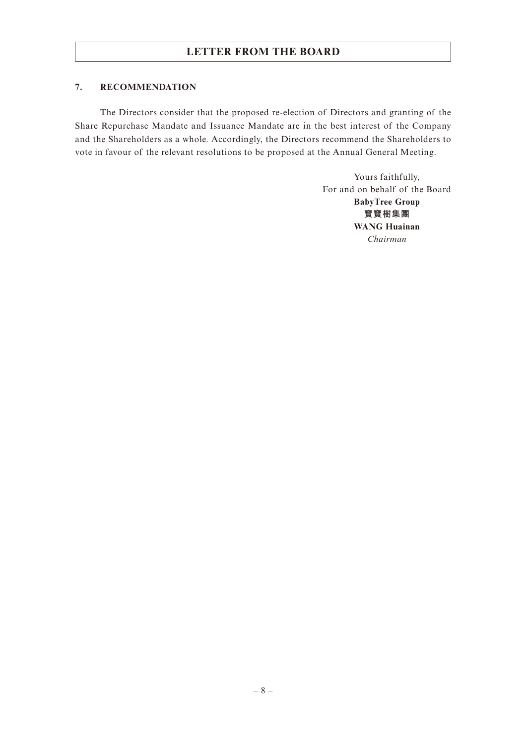## LETTER FROM THE BOARD

### 7. RECOMMENDATION

The Directors consider that the proposed re-election of Directors and granting of the Share Repurchase Mandate and Issuance Mandate are in the best interest of the Company and the Shareholders as a whole. Accordingly, the Directors recommend the Shareholders to vote in favour of the relevant resolutions to be proposed at the Annual General Meeting.

Yours faithfully,
For and on behalf of the Board
**BabyTree Group**
**寶寶樹集團**
**WANG Huainan**
*Chairman*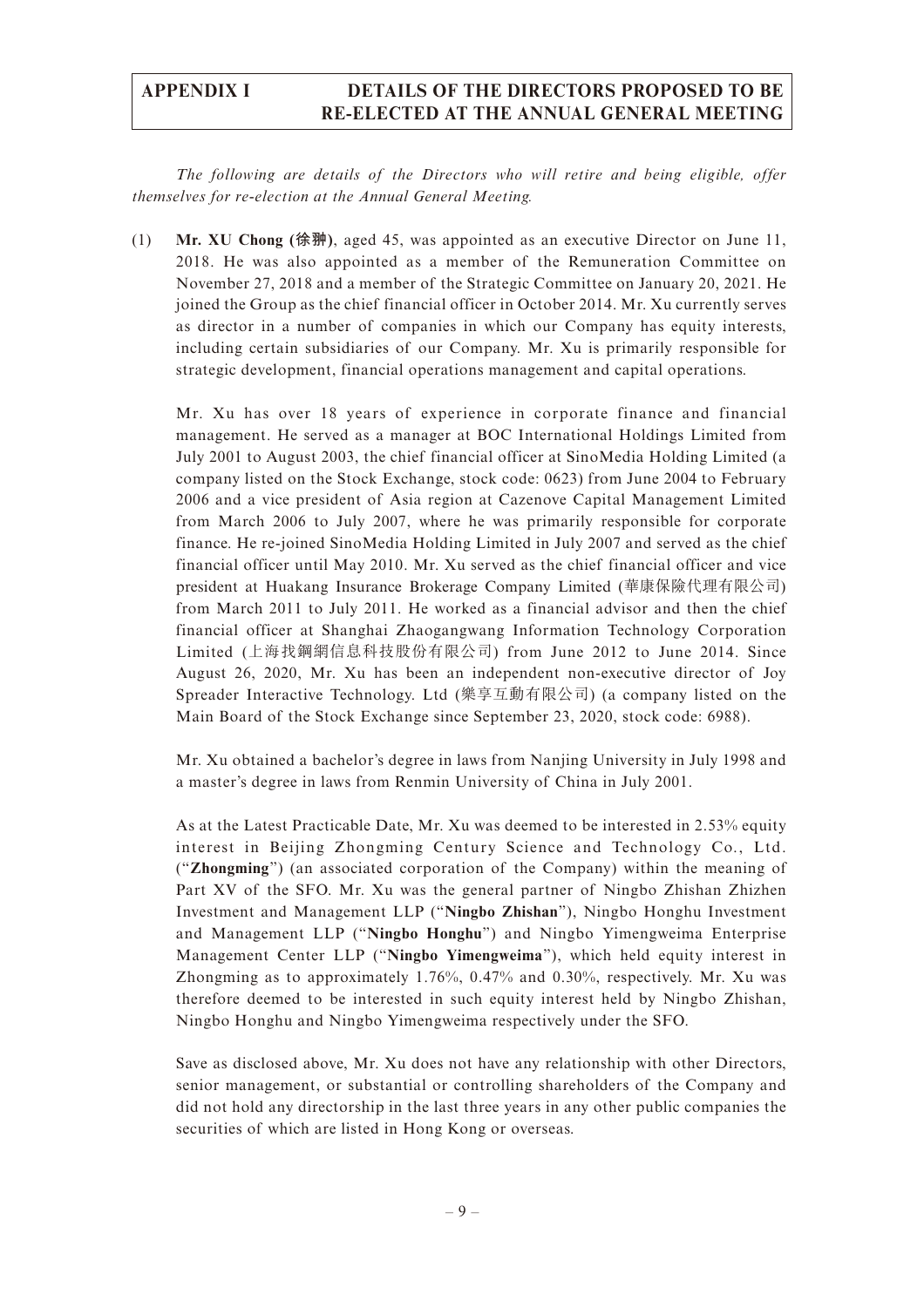# APPENDIX I DETAILS OF THE DIRECTORS PROPOSED TO BE RE-ELECTED AT THE ANNUAL GENERAL MEETING

*The following are details of the Directors who will retire and being eligible, offer themselves for re-election at the Annual General Meeting.*

(1) **Mr. XU Chong (徐翀)**, aged 45, was appointed as an executive Director on June 11, 2018. He was also appointed as a member of the Remuneration Committee on November 27, 2018 and a member of the Strategic Committee on January 20, 2021. He joined the Group as the chief financial officer in October 2014. Mr. Xu currently serves as director in a number of companies in which our Company has equity interests, including certain subsidiaries of our Company. Mr. Xu is primarily responsible for strategic development, financial operations management and capital operations.

Mr. Xu has over 18 years of experience in corporate finance and financial management. He served as a manager at BOC International Holdings Limited from July 2001 to August 2003, the chief financial officer at SinoMedia Holding Limited (a company listed on the Stock Exchange, stock code: 0623) from June 2004 to February 2006 and a vice president of Asia region at Cazenove Capital Management Limited from March 2006 to July 2007, where he was primarily responsible for corporate finance. He re-joined SinoMedia Holding Limited in July 2007 and served as the chief financial officer until May 2010. Mr. Xu served as the chief financial officer and vice president at Huakang Insurance Brokerage Company Limited (華康保險代理有限公司) from March 2011 to July 2011. He worked as a financial advisor and then the chief financial officer at Shanghai Zhaogangwang Information Technology Corporation Limited (上海找鋼網信息科技股份有限公司) from June 2012 to June 2014. Since August 26, 2020, Mr. Xu has been an independent non-executive director of Joy Spreader Interactive Technology. Ltd (樂享互動有限公司) (a company listed on the Main Board of the Stock Exchange since September 23, 2020, stock code: 6988).

Mr. Xu obtained a bachelor's degree in laws from Nanjing University in July 1998 and a master's degree in laws from Renmin University of China in July 2001.

As at the Latest Practicable Date, Mr. Xu was deemed to be interested in 2.53% equity interest in Beijing Zhongming Century Science and Technology Co., Ltd. ("**Zhongming**") (an associated corporation of the Company) within the meaning of Part XV of the SFO. Mr. Xu was the general partner of Ningbo Zhishan Zhizhen Investment and Management LLP ("**Ningbo Zhishan**"), Ningbo Honghu Investment and Management LLP ("**Ningbo Honghu**") and Ningbo Yimengweima Enterprise Management Center LLP ("**Ningbo Yimengweima**"), which held equity interest in Zhongming as to approximately 1.76%, 0.47% and 0.30%, respectively. Mr. Xu was therefore deemed to be interested in such equity interest held by Ningbo Zhishan, Ningbo Honghu and Ningbo Yimengweima respectively under the SFO.

Save as disclosed above, Mr. Xu does not have any relationship with other Directors, senior management, or substantial or controlling shareholders of the Company and did not hold any directorship in the last three years in any other public companies the securities of which are listed in Hong Kong or overseas.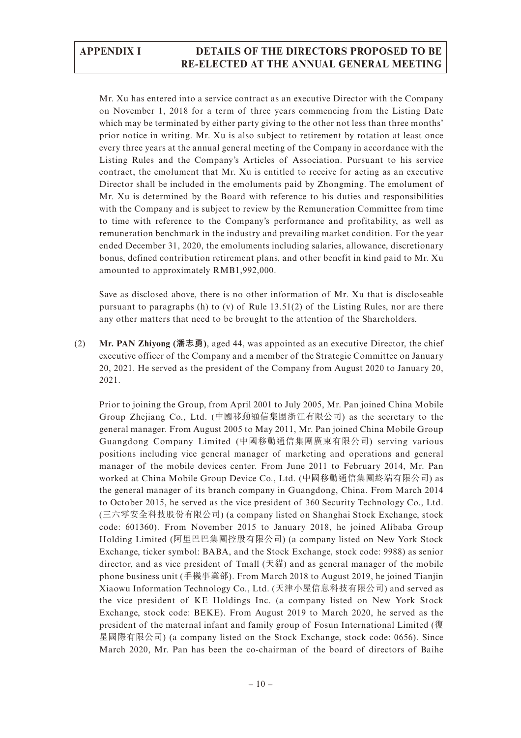Mr. Xu has entered into a service contract as an executive Director with the Company on November 1, 2018 for a term of three years commencing from the Listing Date which may be terminated by either party giving to the other not less than three months' prior notice in writing. Mr. Xu is also subject to retirement by rotation at least once every three years at the annual general meeting of the Company in accordance with the Listing Rules and the Company's Articles of Association. Pursuant to his service contract, the emolument that Mr. Xu is entitled to receive for acting as an executive Director shall be included in the emoluments paid by Zhongming. The emolument of Mr. Xu is determined by the Board with reference to his duties and responsibilities with the Company and is subject to review by the Remuneration Committee from time to time with reference to the Company's performance and profitability, as well as remuneration benchmark in the industry and prevailing market condition. For the year ended December 31, 2020, the emoluments including salaries, allowance, discretionary bonus, defined contribution retirement plans, and other benefit in kind paid to Mr. Xu amounted to approximately RMB1,992,000.

Save as disclosed above, there is no other information of Mr. Xu that is discloseable pursuant to paragraphs (h) to (v) of Rule 13.51(2) of the Listing Rules, nor are there any other matters that need to be brought to the attention of the Shareholders.

(2) **Mr. PAN Zhiyong (潘志勇)**, aged 44, was appointed as an executive Director, the chief executive officer of the Company and a member of the Strategic Committee on January 20, 2021. He served as the president of the Company from August 2020 to January 20, 2021.

Prior to joining the Group, from April 2001 to July 2005, Mr. Pan joined China Mobile Group Zhejiang Co., Ltd. (中國移動通信集團浙江有限公司) as the secretary to the general manager. From August 2005 to May 2011, Mr. Pan joined China Mobile Group Guangdong Company Limited (中國移動通信集團廣東有限公司) serving various positions including vice general manager of marketing and operations and general manager of the mobile devices center. From June 2011 to February 2014, Mr. Pan worked at China Mobile Group Device Co., Ltd. (中國移動通信集團終端有限公司) as the general manager of its branch company in Guangdong, China. From March 2014 to October 2015, he served as the vice president of 360 Security Technology Co., Ltd. (三六零安全科技股份有限公司) (a company listed on Shanghai Stock Exchange, stock code: 601360). From November 2015 to January 2018, he joined Alibaba Group Holding Limited (阿里巴巴集團控股有限公司) (a company listed on New York Stock Exchange, ticker symbol: BABA, and the Stock Exchange, stock code: 9988) as senior director, and as vice president of Tmall (天貓) and as general manager of the mobile phone business unit (手機事業部). From March 2018 to August 2019, he joined Tianjin Xiaowu Information Technology Co., Ltd. (天津小屋信息科技有限公司) and served as the vice president of KE Holdings Inc. (a company listed on New York Stock Exchange, stock code: BEKE). From August 2019 to March 2020, he served as the president of the maternal infant and family group of Fosun International Limited (復星國際有限公司) (a company listed on the Stock Exchange, stock code: 0656). Since March 2020, Mr. Pan has been the co-chairman of the board of directors of Baihe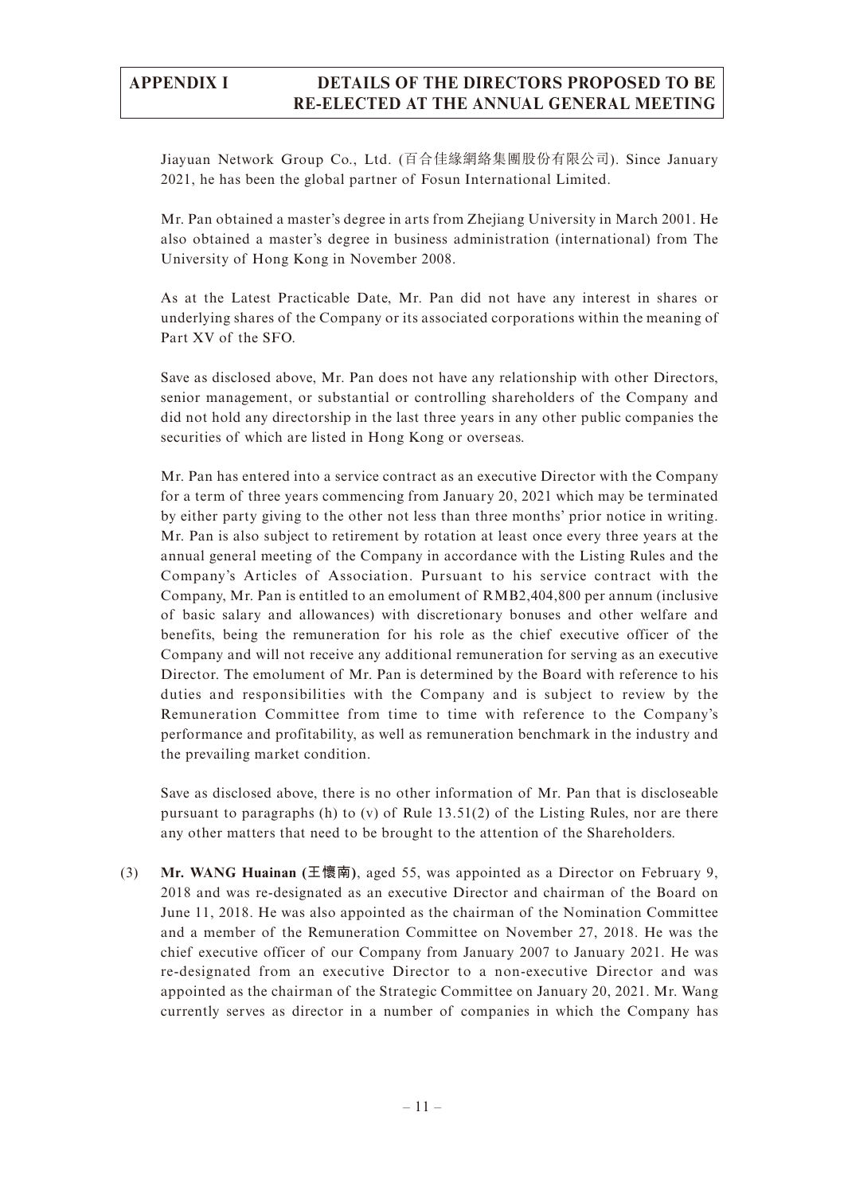Jiayuan Network Group Co., Ltd. (百合佳緣網絡集團股份有限公司). Since January 2021, he has been the global partner of Fosun International Limited.

Mr. Pan obtained a master's degree in arts from Zhejiang University in March 2001. He also obtained a master's degree in business administration (international) from The University of Hong Kong in November 2008.

As at the Latest Practicable Date, Mr. Pan did not have any interest in shares or underlying shares of the Company or its associated corporations within the meaning of Part XV of the SFO.

Save as disclosed above, Mr. Pan does not have any relationship with other Directors, senior management, or substantial or controlling shareholders of the Company and did not hold any directorship in the last three years in any other public companies the securities of which are listed in Hong Kong or overseas.

Mr. Pan has entered into a service contract as an executive Director with the Company for a term of three years commencing from January 20, 2021 which may be terminated by either party giving to the other not less than three months' prior notice in writing. Mr. Pan is also subject to retirement by rotation at least once every three years at the annual general meeting of the Company in accordance with the Listing Rules and the Company's Articles of Association. Pursuant to his service contract with the Company, Mr. Pan is entitled to an emolument of RMB2,404,800 per annum (inclusive of basic salary and allowances) with discretionary bonuses and other welfare and benefits, being the remuneration for his role as the chief executive officer of the Company and will not receive any additional remuneration for serving as an executive Director. The emolument of Mr. Pan is determined by the Board with reference to his duties and responsibilities with the Company and is subject to review by the Remuneration Committee from time to time with reference to the Company's performance and profitability, as well as remuneration benchmark in the industry and the prevailing market condition.

Save as disclosed above, there is no other information of Mr. Pan that is discloseable pursuant to paragraphs (h) to (v) of Rule 13.51(2) of the Listing Rules, nor are there any other matters that need to be brought to the attention of the Shareholders.

(3) **Mr. WANG Huainan (王懷南)**, aged 55, was appointed as a Director on February 9, 2018 and was re-designated as an executive Director and chairman of the Board on June 11, 2018. He was also appointed as the chairman of the Nomination Committee and a member of the Remuneration Committee on November 27, 2018. He was the chief executive officer of our Company from January 2007 to January 2021. He was re-designated from an executive Director to a non-executive Director and was appointed as the chairman of the Strategic Committee on January 20, 2021. Mr. Wang currently serves as director in a number of companies in which the Company has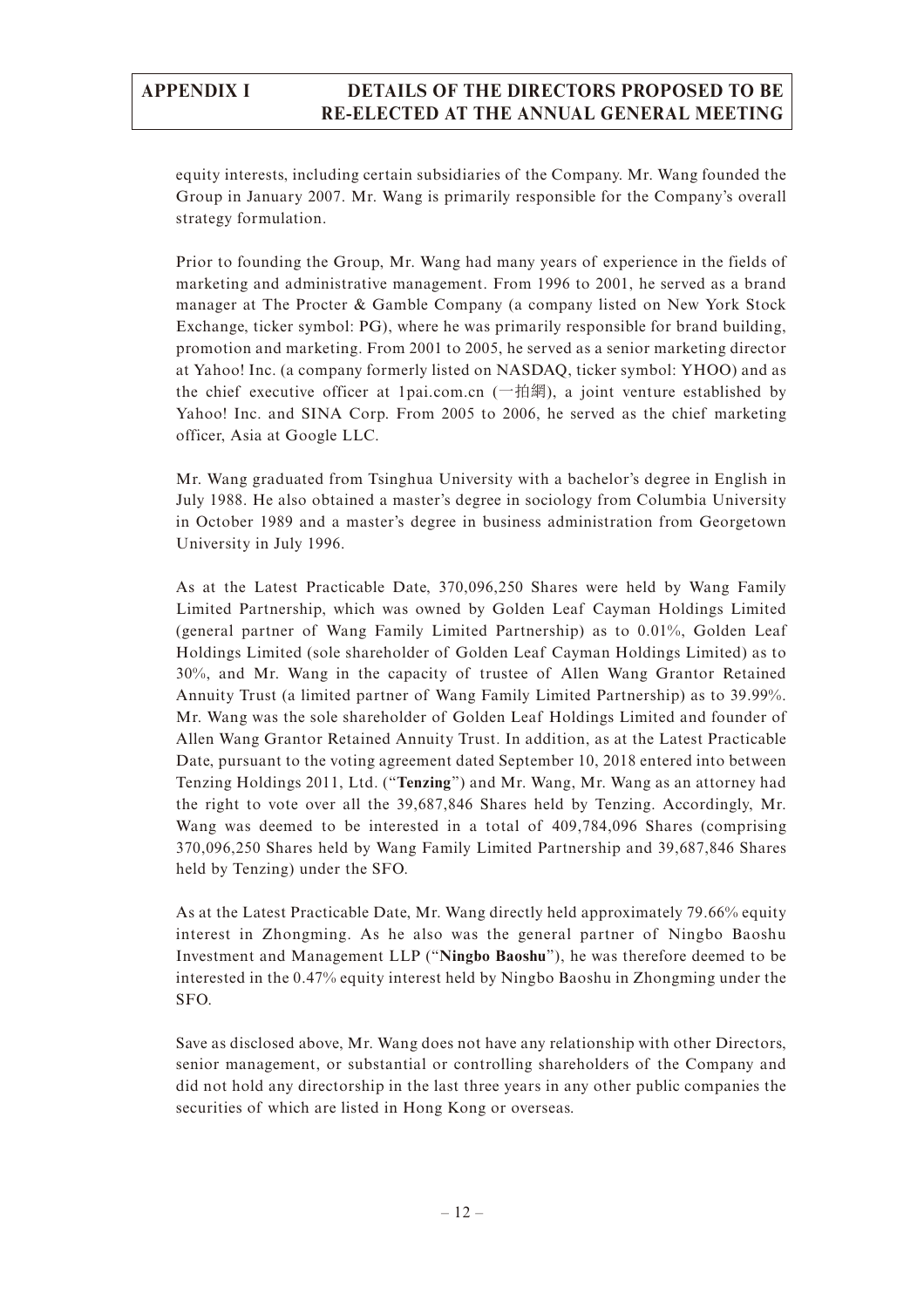equity interests, including certain subsidiaries of the Company. Mr. Wang founded the Group in January 2007. Mr. Wang is primarily responsible for the Company's overall strategy formulation.

Prior to founding the Group, Mr. Wang had many years of experience in the fields of marketing and administrative management. From 1996 to 2001, he served as a brand manager at The Procter & Gamble Company (a company listed on New York Stock Exchange, ticker symbol: PG), where he was primarily responsible for brand building, promotion and marketing. From 2001 to 2005, he served as a senior marketing director at Yahoo! Inc. (a company formerly listed on NASDAQ, ticker symbol: YHOO) and as the chief executive officer at 1pai.com.cn (一拍網), a joint venture established by Yahoo! Inc. and SINA Corp. From 2005 to 2006, he served as the chief marketing officer, Asia at Google LLC.

Mr. Wang graduated from Tsinghua University with a bachelor's degree in English in July 1988. He also obtained a master's degree in sociology from Columbia University in October 1989 and a master's degree in business administration from Georgetown University in July 1996.

As at the Latest Practicable Date, 370,096,250 Shares were held by Wang Family Limited Partnership, which was owned by Golden Leaf Cayman Holdings Limited (general partner of Wang Family Limited Partnership) as to 0.01%, Golden Leaf Holdings Limited (sole shareholder of Golden Leaf Cayman Holdings Limited) as to 30%, and Mr. Wang in the capacity of trustee of Allen Wang Grantor Retained Annuity Trust (a limited partner of Wang Family Limited Partnership) as to 39.99%. Mr. Wang was the sole shareholder of Golden Leaf Holdings Limited and founder of Allen Wang Grantor Retained Annuity Trust. In addition, as at the Latest Practicable Date, pursuant to the voting agreement dated September 10, 2018 entered into between Tenzing Holdings 2011, Ltd. ("**Tenzing**") and Mr. Wang, Mr. Wang as an attorney had the right to vote over all the 39,687,846 Shares held by Tenzing. Accordingly, Mr. Wang was deemed to be interested in a total of 409,784,096 Shares (comprising 370,096,250 Shares held by Wang Family Limited Partnership and 39,687,846 Shares held by Tenzing) under the SFO.

As at the Latest Practicable Date, Mr. Wang directly held approximately 79.66% equity interest in Zhongming. As he also was the general partner of Ningbo Baoshu Investment and Management LLP ("**Ningbo Baoshu**"), he was therefore deemed to be interested in the 0.47% equity interest held by Ningbo Baoshu in Zhongming under the SFO.

Save as disclosed above, Mr. Wang does not have any relationship with other Directors, senior management, or substantial or controlling shareholders of the Company and did not hold any directorship in the last three years in any other public companies the securities of which are listed in Hong Kong or overseas.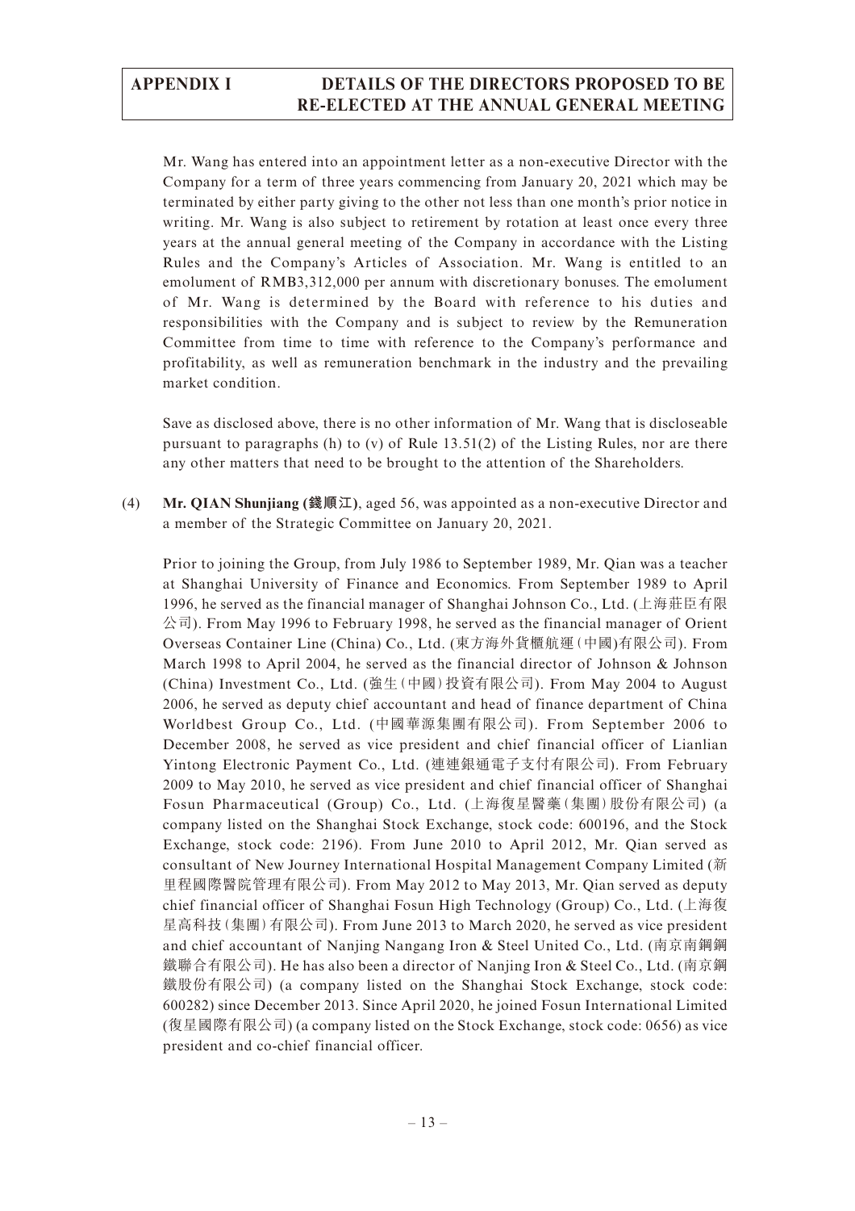Mr. Wang has entered into an appointment letter as a non-executive Director with the Company for a term of three years commencing from January 20, 2021 which may be terminated by either party giving to the other not less than one month's prior notice in writing. Mr. Wang is also subject to retirement by rotation at least once every three years at the annual general meeting of the Company in accordance with the Listing Rules and the Company's Articles of Association. Mr. Wang is entitled to an emolument of RMB3,312,000 per annum with discretionary bonuses. The emolument of Mr. Wang is determined by the Board with reference to his duties and responsibilities with the Company and is subject to review by the Remuneration Committee from time to time with reference to the Company's performance and profitability, as well as remuneration benchmark in the industry and the prevailing market condition.

Save as disclosed above, there is no other information of Mr. Wang that is discloseable pursuant to paragraphs (h) to (v) of Rule 13.51(2) of the Listing Rules, nor are there any other matters that need to be brought to the attention of the Shareholders.

(4) **Mr. QIAN Shunjiang (錢順江)**, aged 56, was appointed as a non-executive Director and a member of the Strategic Committee on January 20, 2021.

Prior to joining the Group, from July 1986 to September 1989, Mr. Qian was a teacher at Shanghai University of Finance and Economics. From September 1989 to April 1996, he served as the financial manager of Shanghai Johnson Co., Ltd. (上海莊臣有限公司). From May 1996 to February 1998, he served as the financial manager of Orient Overseas Container Line (China) Co., Ltd. (東方海外貨櫃航運(中國)有限公司). From March 1998 to April 2004, he served as the financial director of Johnson & Johnson (China) Investment Co., Ltd. (強生(中國)投資有限公司). From May 2004 to August 2006, he served as deputy chief accountant and head of finance department of China Worldbest Group Co., Ltd. (中國華源集團有限公司). From September 2006 to December 2008, he served as vice president and chief financial officer of Lianlian Yintong Electronic Payment Co., Ltd. (連連銀通電子支付有限公司). From February 2009 to May 2010, he served as vice president and chief financial officer of Shanghai Fosun Pharmaceutical (Group) Co., Ltd. (上海復星醫藥(集團)股份有限公司) (a company listed on the Shanghai Stock Exchange, stock code: 600196, and the Stock Exchange, stock code: 2196). From June 2010 to April 2012, Mr. Qian served as consultant of New Journey International Hospital Management Company Limited (新里程國際醫院管理有限公司). From May 2012 to May 2013, Mr. Qian served as deputy chief financial officer of Shanghai Fosun High Technology (Group) Co., Ltd. (上海復星高科技(集團)有限公司). From June 2013 to March 2020, he served as vice president and chief accountant of Nanjing Nangang Iron & Steel United Co., Ltd. (南京南鋼鋼鐵聯合有限公司). He has also been a director of Nanjing Iron & Steel Co., Ltd. (南京鋼鐵股份有限公司) (a company listed on the Shanghai Stock Exchange, stock code: 600282) since December 2013. Since April 2020, he joined Fosun International Limited (復星國際有限公司) (a company listed on the Stock Exchange, stock code: 0656) as vice president and co-chief financial officer.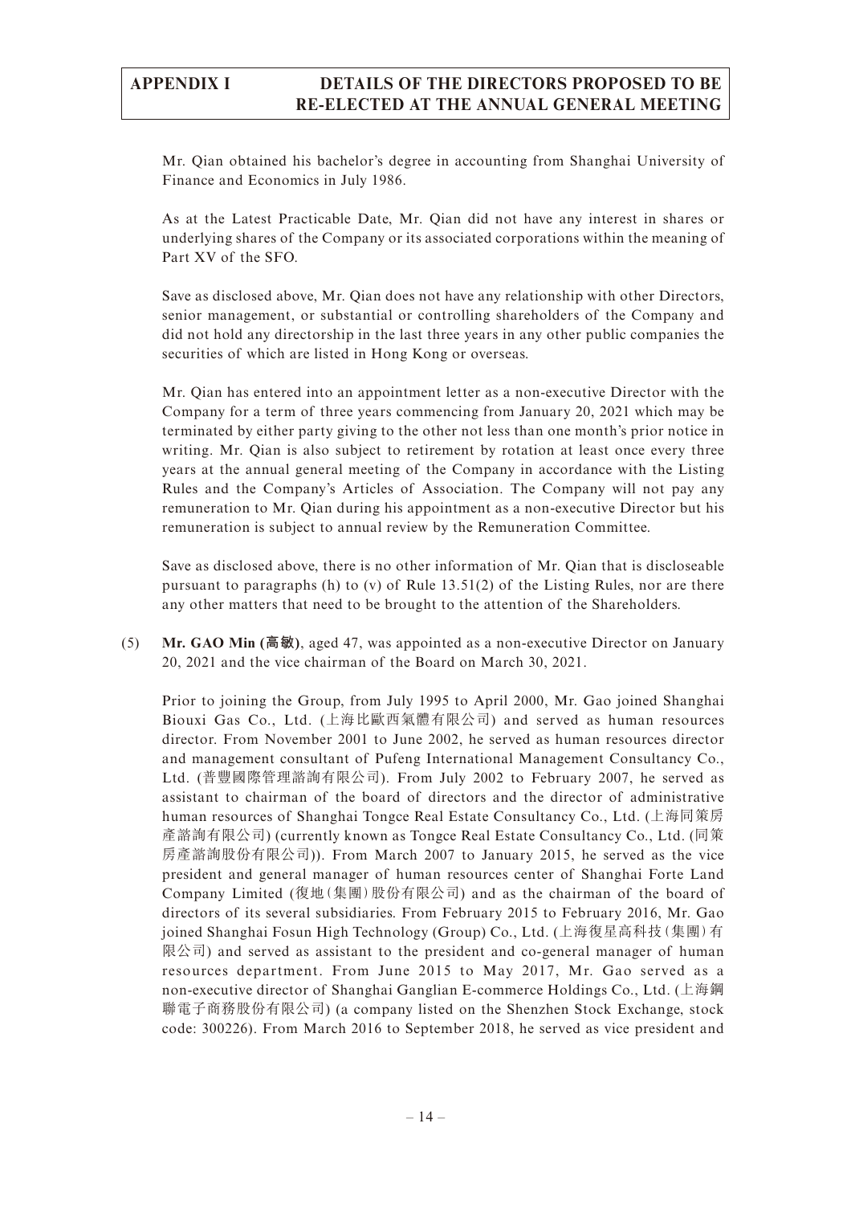Mr. Qian obtained his bachelor's degree in accounting from Shanghai University of Finance and Economics in July 1986.

As at the Latest Practicable Date, Mr. Qian did not have any interest in shares or underlying shares of the Company or its associated corporations within the meaning of Part XV of the SFO.

Save as disclosed above, Mr. Qian does not have any relationship with other Directors, senior management, or substantial or controlling shareholders of the Company and did not hold any directorship in the last three years in any other public companies the securities of which are listed in Hong Kong or overseas.

Mr. Qian has entered into an appointment letter as a non-executive Director with the Company for a term of three years commencing from January 20, 2021 which may be terminated by either party giving to the other not less than one month's prior notice in writing. Mr. Qian is also subject to retirement by rotation at least once every three years at the annual general meeting of the Company in accordance with the Listing Rules and the Company's Articles of Association. The Company will not pay any remuneration to Mr. Qian during his appointment as a non-executive Director but his remuneration is subject to annual review by the Remuneration Committee.

Save as disclosed above, there is no other information of Mr. Qian that is discloseable pursuant to paragraphs (h) to (v) of Rule 13.51(2) of the Listing Rules, nor are there any other matters that need to be brought to the attention of the Shareholders.

(5) **Mr. GAO Min (高敏)**, aged 47, was appointed as a non-executive Director on January 20, 2021 and the vice chairman of the Board on March 30, 2021.

Prior to joining the Group, from July 1995 to April 2000, Mr. Gao joined Shanghai Biouxi Gas Co., Ltd. (上海比歐西氣體有限公司) and served as human resources director. From November 2001 to June 2002, he served as human resources director and management consultant of Pufeng International Management Consultancy Co., Ltd. (普豐國際管理諮詢有限公司). From July 2002 to February 2007, he served as assistant to chairman of the board of directors and the director of administrative human resources of Shanghai Tongce Real Estate Consultancy Co., Ltd. (上海同策房產諮詢有限公司) (currently known as Tongce Real Estate Consultancy Co., Ltd. (同策房產諮詢股份有限公司)). From March 2007 to January 2015, he served as the vice president and general manager of human resources center of Shanghai Forte Land Company Limited (復地(集團)股份有限公司) and as the chairman of the board of directors of its several subsidiaries. From February 2015 to February 2016, Mr. Gao joined Shanghai Fosun High Technology (Group) Co., Ltd. (上海復星高科技(集團)有限公司) and served as assistant to the president and co-general manager of human resources department. From June 2015 to May 2017, Mr. Gao served as a non-executive director of Shanghai Ganglian E-commerce Holdings Co., Ltd. (上海鋼聯電子商務股份有限公司) (a company listed on the Shenzhen Stock Exchange, stock code: 300226). From March 2016 to September 2018, he served as vice president and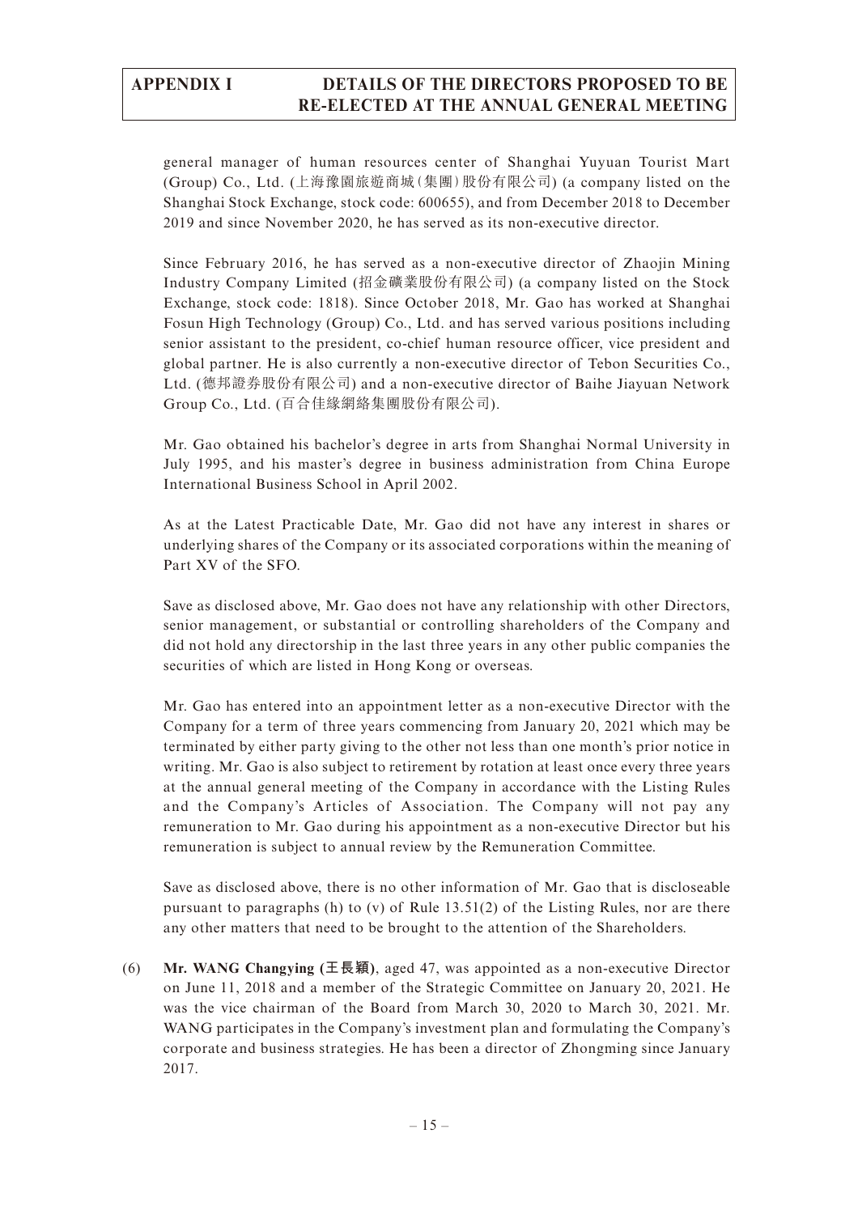general manager of human resources center of Shanghai Yuyuan Tourist Mart (Group) Co., Ltd. (上海豫園旅遊商城(集團)股份有限公司) (a company listed on the Shanghai Stock Exchange, stock code: 600655), and from December 2018 to December 2019 and since November 2020, he has served as its non-executive director.

Since February 2016, he has served as a non-executive director of Zhaojin Mining Industry Company Limited (招金礦業股份有限公司) (a company listed on the Stock Exchange, stock code: 1818). Since October 2018, Mr. Gao has worked at Shanghai Fosun High Technology (Group) Co., Ltd. and has served various positions including senior assistant to the president, co-chief human resource officer, vice president and global partner. He is also currently a non-executive director of Tebon Securities Co., Ltd. (德邦證券股份有限公司) and a non-executive director of Baihe Jiayuan Network Group Co., Ltd. (百合佳緣網絡集團股份有限公司).

Mr. Gao obtained his bachelor's degree in arts from Shanghai Normal University in July 1995, and his master's degree in business administration from China Europe International Business School in April 2002.

As at the Latest Practicable Date, Mr. Gao did not have any interest in shares or underlying shares of the Company or its associated corporations within the meaning of Part XV of the SFO.

Save as disclosed above, Mr. Gao does not have any relationship with other Directors, senior management, or substantial or controlling shareholders of the Company and did not hold any directorship in the last three years in any other public companies the securities of which are listed in Hong Kong or overseas.

Mr. Gao has entered into an appointment letter as a non-executive Director with the Company for a term of three years commencing from January 20, 2021 which may be terminated by either party giving to the other not less than one month's prior notice in writing. Mr. Gao is also subject to retirement by rotation at least once every three years at the annual general meeting of the Company in accordance with the Listing Rules and the Company's Articles of Association. The Company will not pay any remuneration to Mr. Gao during his appointment as a non-executive Director but his remuneration is subject to annual review by the Remuneration Committee.

Save as disclosed above, there is no other information of Mr. Gao that is discloseable pursuant to paragraphs (h) to (v) of Rule 13.51(2) of the Listing Rules, nor are there any other matters that need to be brought to the attention of the Shareholders.

(6) **Mr. WANG Changying (王長穎)**, aged 47, was appointed as a non-executive Director on June 11, 2018 and a member of the Strategic Committee on January 20, 2021. He was the vice chairman of the Board from March 30, 2020 to March 30, 2021. Mr. WANG participates in the Company's investment plan and formulating the Company's corporate and business strategies. He has been a director of Zhongming since January 2017.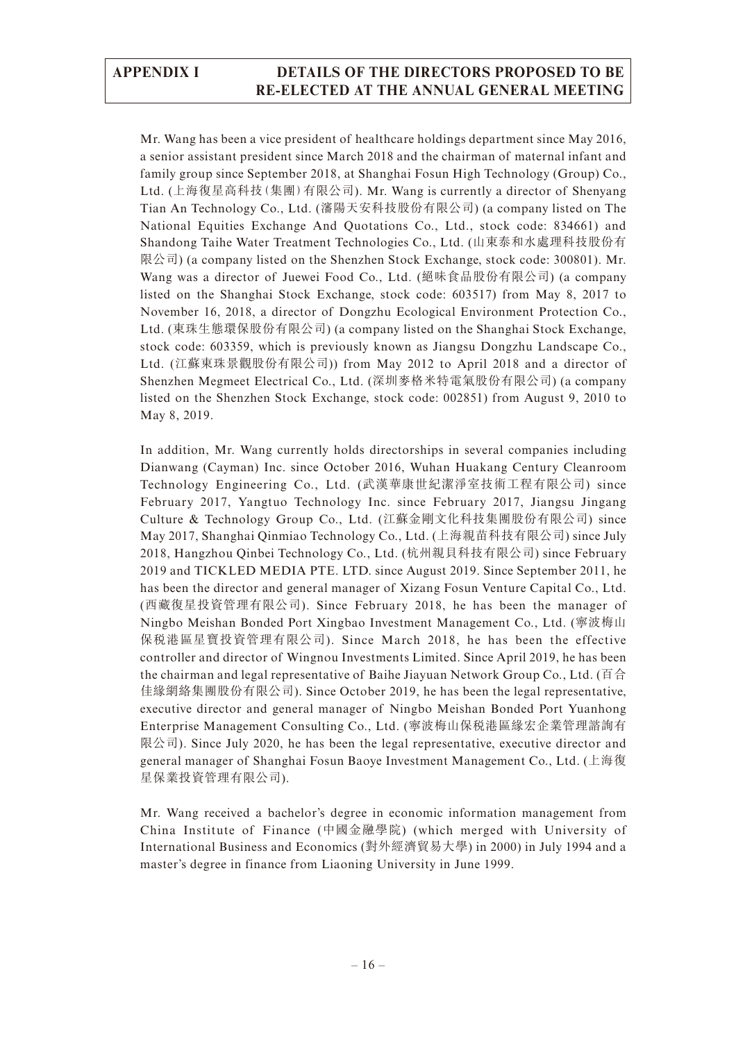Mr. Wang has been a vice president of healthcare holdings department since May 2016, a senior assistant president since March 2018 and the chairman of maternal infant and family group since September 2018, at Shanghai Fosun High Technology (Group) Co., Ltd. (上海復星高科技(集團)有限公司). Mr. Wang is currently a director of Shenyang Tian An Technology Co., Ltd. (瀋陽天安科技股份有限公司) (a company listed on The National Equities Exchange And Quotations Co., Ltd., stock code: 834661) and Shandong Taihe Water Treatment Technologies Co., Ltd. (山東泰和水處理科技股份有限公司) (a company listed on the Shenzhen Stock Exchange, stock code: 300801). Mr. Wang was a director of Juewei Food Co., Ltd. (絕味食品股份有限公司) (a company listed on the Shanghai Stock Exchange, stock code: 603517) from May 8, 2017 to November 16, 2018, a director of Dongzhu Ecological Environment Protection Co., Ltd. (東珠生態環保股份有限公司) (a company listed on the Shanghai Stock Exchange, stock code: 603359, which is previously known as Jiangsu Dongzhu Landscape Co., Ltd. (江蘇東珠景觀股份有限公司)) from May 2012 to April 2018 and a director of Shenzhen Megmeet Electrical Co., Ltd. (深圳麥格米特電氣股份有限公司) (a company listed on the Shenzhen Stock Exchange, stock code: 002851) from August 9, 2010 to May 8, 2019.

In addition, Mr. Wang currently holds directorships in several companies including Dianwang (Cayman) Inc. since October 2016, Wuhan Huakang Century Cleanroom Technology Engineering Co., Ltd. (武漢華康世紀潔淨室技術工程有限公司) since February 2017, Yangtuo Technology Inc. since February 2017, Jiangsu Jingang Culture & Technology Group Co., Ltd. (江蘇金剛文化科技集團股份有限公司) since May 2017, Shanghai Qinmiao Technology Co., Ltd. (上海親苗科技有限公司) since July 2018, Hangzhou Qinbei Technology Co., Ltd. (杭州親貝科技有限公司) since February 2019 and TICKLED MEDIA PTE. LTD. since August 2019. Since September 2011, he has been the director and general manager of Xizang Fosun Venture Capital Co., Ltd. (西藏復星投資管理有限公司). Since February 2018, he has been the manager of Ningbo Meishan Bonded Port Xingbao Investment Management Co., Ltd. (寧波梅山保稅港區星寶投資管理有限公司). Since March 2018, he has been the effective controller and director of Wingnou Investments Limited. Since April 2019, he has been the chairman and legal representative of Baihe Jiayuan Network Group Co., Ltd. (百合佳緣網絡集團股份有限公司). Since October 2019, he has been the legal representative, executive director and general manager of Ningbo Meishan Bonded Port Yuanhong Enterprise Management Consulting Co., Ltd. (寧波梅山保稅港區緣宏企業管理諮詢有限公司). Since July 2020, he has been the legal representative, executive director and general manager of Shanghai Fosun Baoye Investment Management Co., Ltd. (上海復星保業投資管理有限公司).

Mr. Wang received a bachelor's degree in economic information management from China Institute of Finance (中國金融學院) (which merged with University of International Business and Economics (對外經濟貿易大學) in 2000) in July 1994 and a master's degree in finance from Liaoning University in June 1999.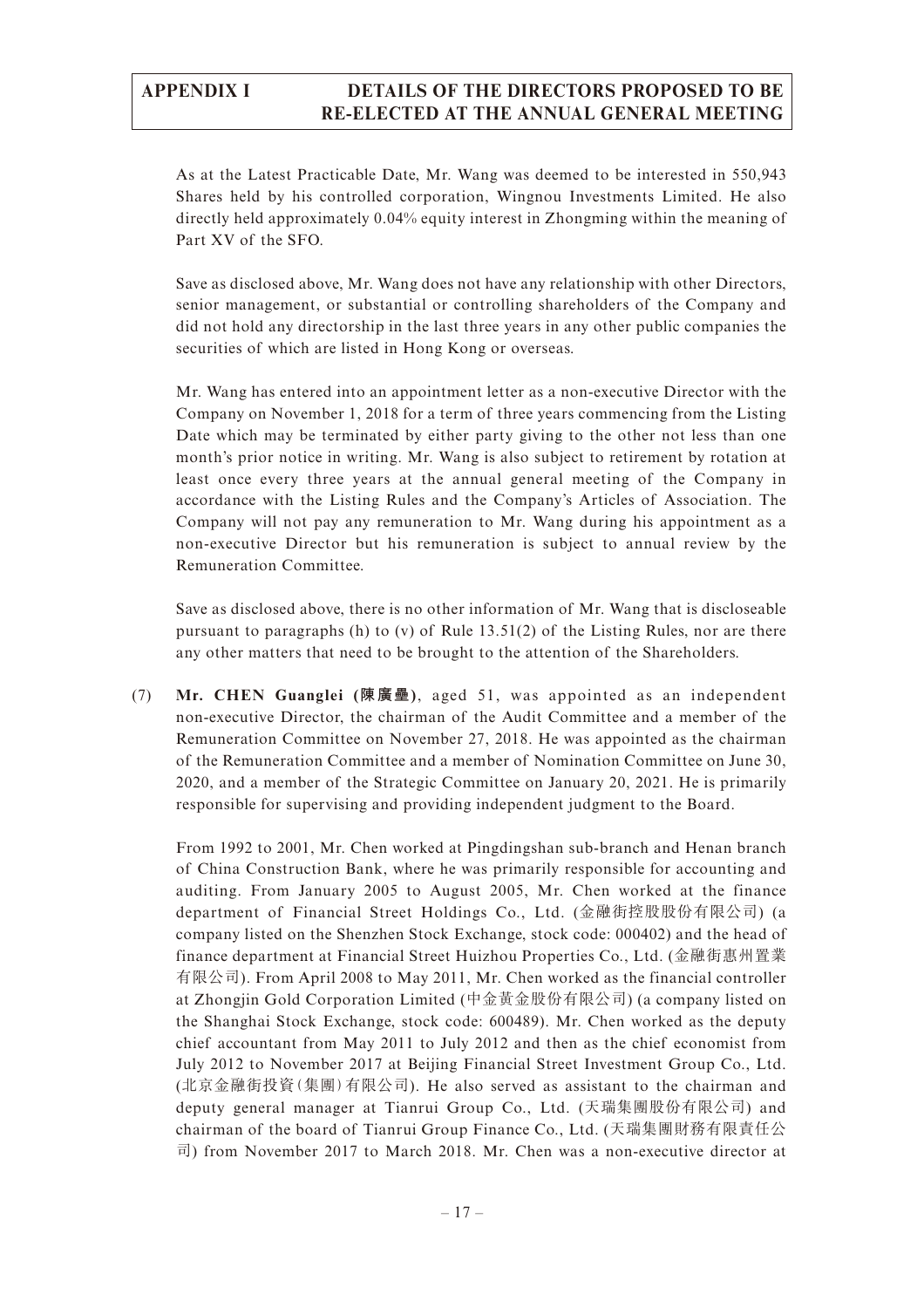As at the Latest Practicable Date, Mr. Wang was deemed to be interested in 550,943 Shares held by his controlled corporation, Wingnou Investments Limited. He also directly held approximately 0.04% equity interest in Zhongming within the meaning of Part XV of the SFO.

Save as disclosed above, Mr. Wang does not have any relationship with other Directors, senior management, or substantial or controlling shareholders of the Company and did not hold any directorship in the last three years in any other public companies the securities of which are listed in Hong Kong or overseas.

Mr. Wang has entered into an appointment letter as a non-executive Director with the Company on November 1, 2018 for a term of three years commencing from the Listing Date which may be terminated by either party giving to the other not less than one month's prior notice in writing. Mr. Wang is also subject to retirement by rotation at least once every three years at the annual general meeting of the Company in accordance with the Listing Rules and the Company's Articles of Association. The Company will not pay any remuneration to Mr. Wang during his appointment as a non-executive Director but his remuneration is subject to annual review by the Remuneration Committee.

Save as disclosed above, there is no other information of Mr. Wang that is discloseable pursuant to paragraphs (h) to (v) of Rule 13.51(2) of the Listing Rules, nor are there any other matters that need to be brought to the attention of the Shareholders.

(7) **Mr. CHEN Guanglei (陳廣壘)**, aged 51, was appointed as an independent non-executive Director, the chairman of the Audit Committee and a member of the Remuneration Committee on November 27, 2018. He was appointed as the chairman of the Remuneration Committee and a member of Nomination Committee on June 30, 2020, and a member of the Strategic Committee on January 20, 2021. He is primarily responsible for supervising and providing independent judgment to the Board.

From 1992 to 2001, Mr. Chen worked at Pingdingshan sub-branch and Henan branch of China Construction Bank, where he was primarily responsible for accounting and auditing. From January 2005 to August 2005, Mr. Chen worked at the finance department of Financial Street Holdings Co., Ltd. (金融街控股股份有限公司) (a company listed on the Shenzhen Stock Exchange, stock code: 000402) and the head of finance department at Financial Street Huizhou Properties Co., Ltd. (金融街惠州置業有限公司). From April 2008 to May 2011, Mr. Chen worked as the financial controller at Zhongjin Gold Corporation Limited (中金黃金股份有限公司) (a company listed on the Shanghai Stock Exchange, stock code: 600489). Mr. Chen worked as the deputy chief accountant from May 2011 to July 2012 and then as the chief economist from July 2012 to November 2017 at Beijing Financial Street Investment Group Co., Ltd. (北京金融街投資(集團)有限公司). He also served as assistant to the chairman and deputy general manager at Tianrui Group Co., Ltd. (天瑞集團股份有限公司) and chairman of the board of Tianrui Group Finance Co., Ltd. (天瑞集團財務有限責任公司) from November 2017 to March 2018. Mr. Chen was a non-executive director at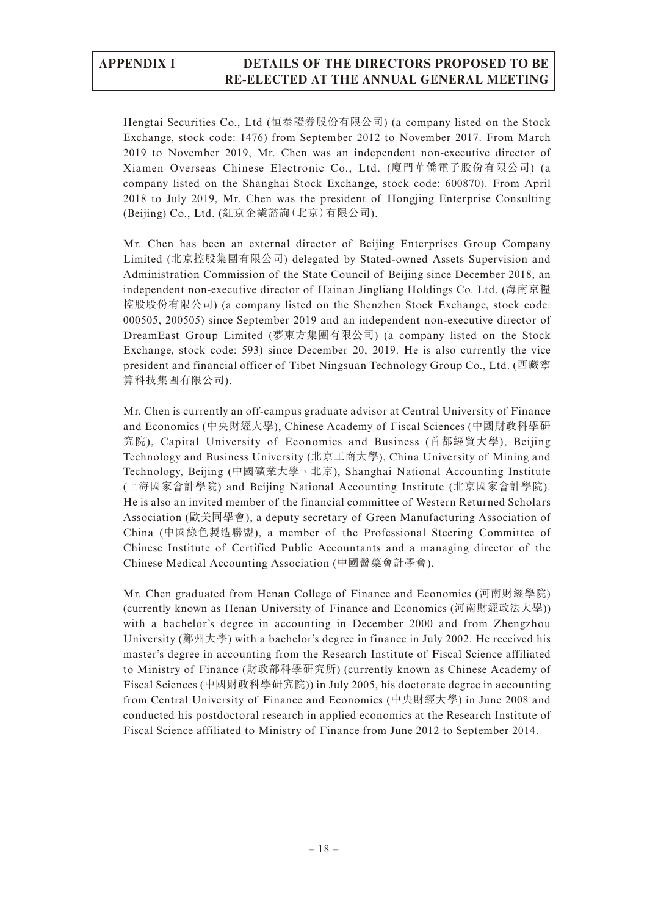Hengtai Securities Co., Ltd (恒泰證券股份有限公司) (a company listed on the Stock Exchange, stock code: 1476) from September 2012 to November 2017. From March 2019 to November 2019, Mr. Chen was an independent non-executive director of Xiamen Overseas Chinese Electronic Co., Ltd. (廈門華僑電子股份有限公司) (a company listed on the Shanghai Stock Exchange, stock code: 600870). From April 2018 to July 2019, Mr. Chen was the president of Hongjing Enterprise Consulting (Beijing) Co., Ltd. (紅京企業諮詢(北京)有限公司).

Mr. Chen has been an external director of Beijing Enterprises Group Company Limited (北京控股集團有限公司) delegated by Stated-owned Assets Supervision and Administration Commission of the State Council of Beijing since December 2018, an independent non-executive director of Hainan Jingliang Holdings Co. Ltd. (海南京糧控股股份有限公司) (a company listed on the Shenzhen Stock Exchange, stock code: 000505, 200505) since September 2019 and an independent non-executive director of DreamEast Group Limited (夢東方集團有限公司) (a company listed on the Stock Exchange, stock code: 593) since December 20, 2019. He is also currently the vice president and financial officer of Tibet Ningsuan Technology Group Co., Ltd. (西藏寧算科技集團有限公司).

Mr. Chen is currently an off-campus graduate advisor at Central University of Finance and Economics (中央財經大學), Chinese Academy of Fiscal Sciences (中國財政科學研究院), Capital University of Economics and Business (首都經貿大學), Beijing Technology and Business University (北京工商大學), China University of Mining and Technology, Beijing (中國礦業大學，北京), Shanghai National Accounting Institute (上海國家會計學院) and Beijing National Accounting Institute (北京國家會計學院). He is also an invited member of the financial committee of Western Returned Scholars Association (歐美同學會), a deputy secretary of Green Manufacturing Association of China (中國綠色製造聯盟), a member of the Professional Steering Committee of Chinese Institute of Certified Public Accountants and a managing director of the Chinese Medical Accounting Association (中國醫藥會計學會).

Mr. Chen graduated from Henan College of Finance and Economics (河南財經學院) (currently known as Henan University of Finance and Economics (河南財經政法大學)) with a bachelor's degree in accounting in December 2000 and from Zhengzhou University (鄭州大學) with a bachelor's degree in finance in July 2002. He received his master's degree in accounting from the Research Institute of Fiscal Science affiliated to Ministry of Finance (財政部科學研究所) (currently known as Chinese Academy of Fiscal Sciences (中國財政科學研究院)) in July 2005, his doctorate degree in accounting from Central University of Finance and Economics (中央財經大學) in June 2008 and conducted his postdoctoral research in applied economics at the Research Institute of Fiscal Science affiliated to Ministry of Finance from June 2012 to September 2014.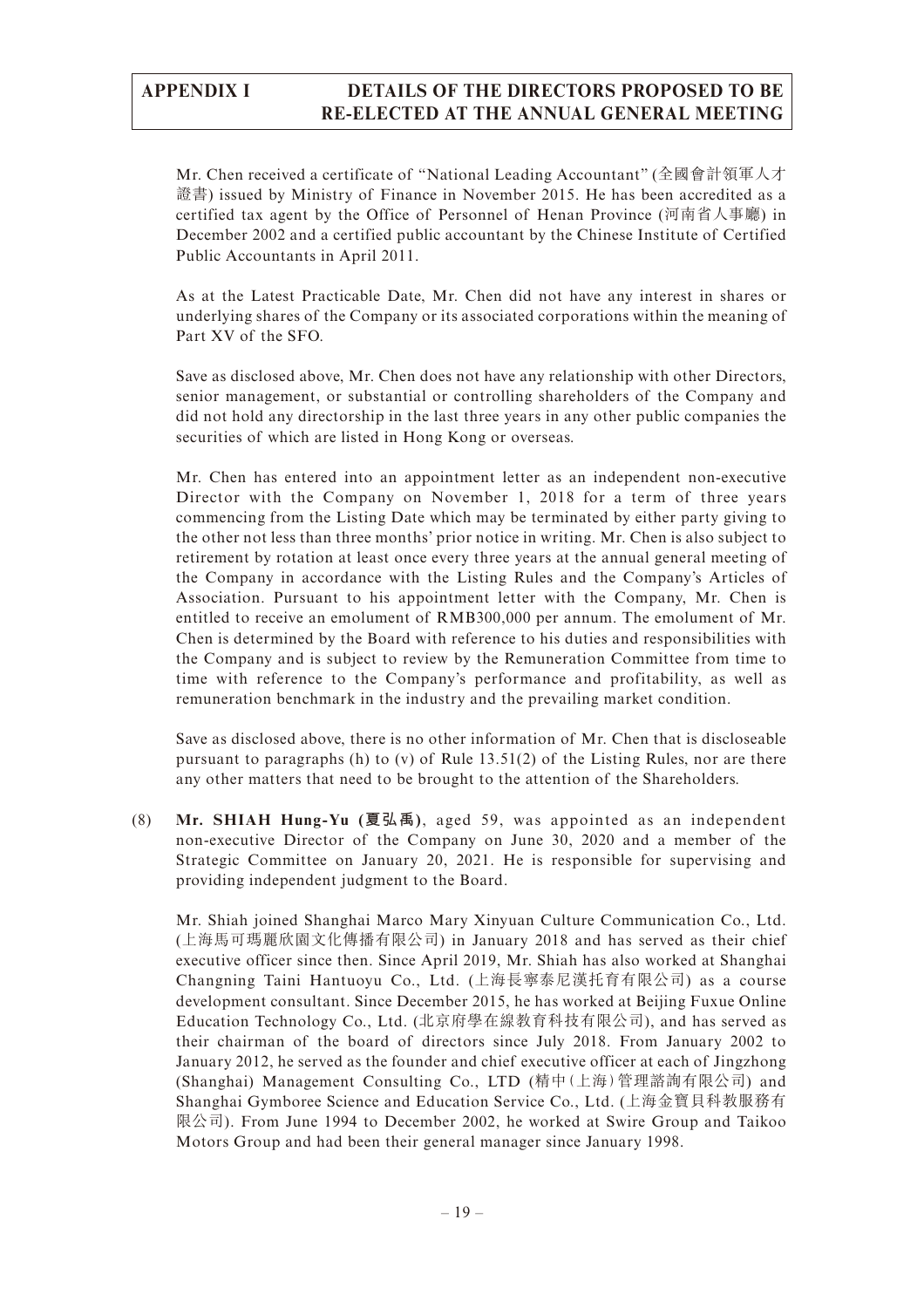Mr. Chen received a certificate of "National Leading Accountant" (全國會計領軍人才證書) issued by Ministry of Finance in November 2015. He has been accredited as a certified tax agent by the Office of Personnel of Henan Province (河南省人事廳) in December 2002 and a certified public accountant by the Chinese Institute of Certified Public Accountants in April 2011.

As at the Latest Practicable Date, Mr. Chen did not have any interest in shares or underlying shares of the Company or its associated corporations within the meaning of Part XV of the SFO.

Save as disclosed above, Mr. Chen does not have any relationship with other Directors, senior management, or substantial or controlling shareholders of the Company and did not hold any directorship in the last three years in any other public companies the securities of which are listed in Hong Kong or overseas.

Mr. Chen has entered into an appointment letter as an independent non-executive Director with the Company on November 1, 2018 for a term of three years commencing from the Listing Date which may be terminated by either party giving to the other not less than three months' prior notice in writing. Mr. Chen is also subject to retirement by rotation at least once every three years at the annual general meeting of the Company in accordance with the Listing Rules and the Company's Articles of Association. Pursuant to his appointment letter with the Company, Mr. Chen is entitled to receive an emolument of RMB300,000 per annum. The emolument of Mr. Chen is determined by the Board with reference to his duties and responsibilities with the Company and is subject to review by the Remuneration Committee from time to time with reference to the Company's performance and profitability, as well as remuneration benchmark in the industry and the prevailing market condition.

Save as disclosed above, there is no other information of Mr. Chen that is discloseable pursuant to paragraphs (h) to (v) of Rule 13.51(2) of the Listing Rules, nor are there any other matters that need to be brought to the attention of the Shareholders.

(8) **Mr. SHIAH Hung-Yu (夏弘禹)**, aged 59, was appointed as an independent non-executive Director of the Company on June 30, 2020 and a member of the Strategic Committee on January 20, 2021. He is responsible for supervising and providing independent judgment to the Board.

Mr. Shiah joined Shanghai Marco Mary Xinyuan Culture Communication Co., Ltd. (上海馬可瑪麗欣園文化傳播有限公司) in January 2018 and has served as their chief executive officer since then. Since April 2019, Mr. Shiah has also worked at Shanghai Changning Taini Hantuoyu Co., Ltd. (上海長寧泰尼漢托育有限公司) as a course development consultant. Since December 2015, he has worked at Beijing Fuxue Online Education Technology Co., Ltd. (北京府學在線教育科技有限公司), and has served as their chairman of the board of directors since July 2018. From January 2002 to January 2012, he served as the founder and chief executive officer at each of Jingzhong (Shanghai) Management Consulting Co., LTD (精中(上海)管理諮詢有限公司) and Shanghai Gymboree Science and Education Service Co., Ltd. (上海金寶貝科教服務有限公司). From June 1994 to December 2002, he worked at Swire Group and Taikoo Motors Group and had been their general manager since January 1998.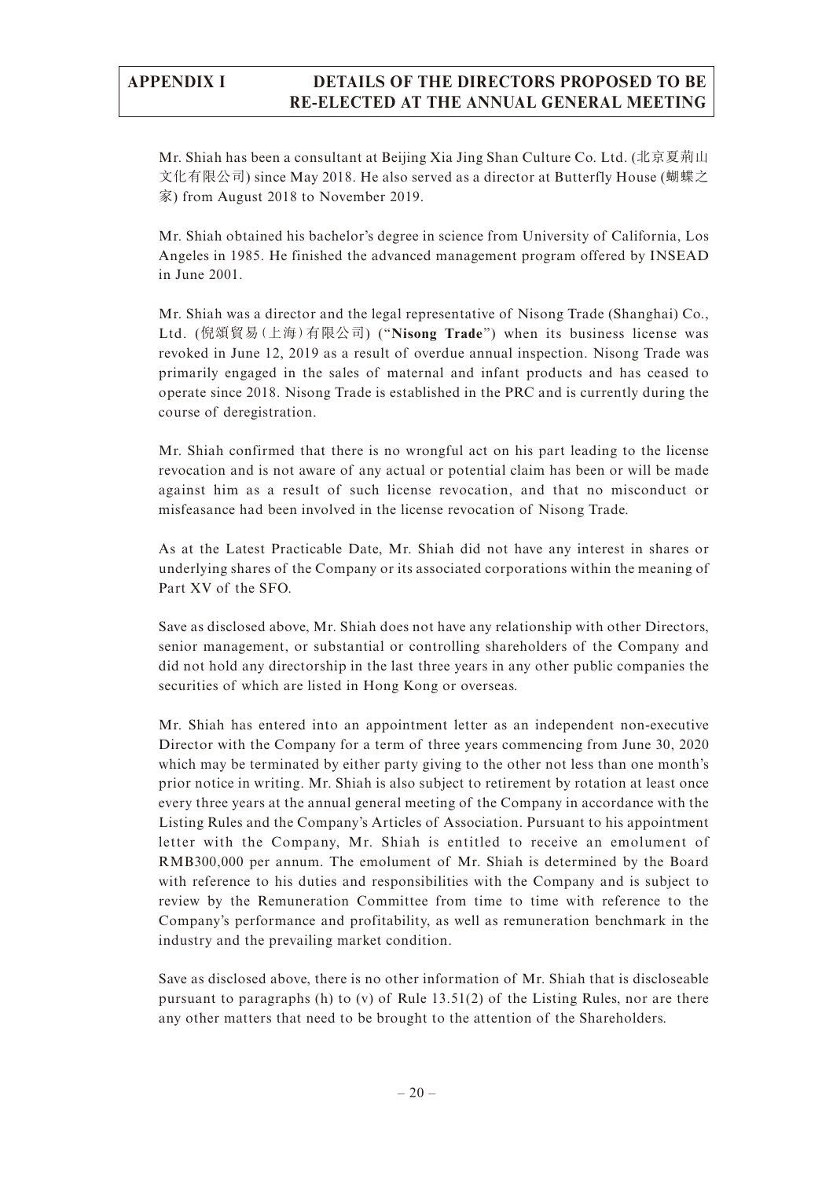Mr. Shiah has been a consultant at Beijing Xia Jing Shan Culture Co. Ltd. (北京夏荊山文化有限公司) since May 2018. He also served as a director at Butterfly House (蝴蝶之家) from August 2018 to November 2019.

Mr. Shiah obtained his bachelor's degree in science from University of California, Los Angeles in 1985. He finished the advanced management program offered by INSEAD in June 2001.

Mr. Shiah was a director and the legal representative of Nisong Trade (Shanghai) Co., Ltd. (倪頌貿易(上海)有限公司) ("**Nisong Trade**") when its business license was revoked in June 12, 2019 as a result of overdue annual inspection. Nisong Trade was primarily engaged in the sales of maternal and infant products and has ceased to operate since 2018. Nisong Trade is established in the PRC and is currently during the course of deregistration.

Mr. Shiah confirmed that there is no wrongful act on his part leading to the license revocation and is not aware of any actual or potential claim has been or will be made against him as a result of such license revocation, and that no misconduct or misfeasance had been involved in the license revocation of Nisong Trade.

As at the Latest Practicable Date, Mr. Shiah did not have any interest in shares or underlying shares of the Company or its associated corporations within the meaning of Part XV of the SFO.

Save as disclosed above, Mr. Shiah does not have any relationship with other Directors, senior management, or substantial or controlling shareholders of the Company and did not hold any directorship in the last three years in any other public companies the securities of which are listed in Hong Kong or overseas.

Mr. Shiah has entered into an appointment letter as an independent non-executive Director with the Company for a term of three years commencing from June 30, 2020 which may be terminated by either party giving to the other not less than one month's prior notice in writing. Mr. Shiah is also subject to retirement by rotation at least once every three years at the annual general meeting of the Company in accordance with the Listing Rules and the Company's Articles of Association. Pursuant to his appointment letter with the Company, Mr. Shiah is entitled to receive an emolument of RMB300,000 per annum. The emolument of Mr. Shiah is determined by the Board with reference to his duties and responsibilities with the Company and is subject to review by the Remuneration Committee from time to time with reference to the Company's performance and profitability, as well as remuneration benchmark in the industry and the prevailing market condition.

Save as disclosed above, there is no other information of Mr. Shiah that is discloseable pursuant to paragraphs (h) to (v) of Rule 13.51(2) of the Listing Rules, nor are there any other matters that need to be brought to the attention of the Shareholders.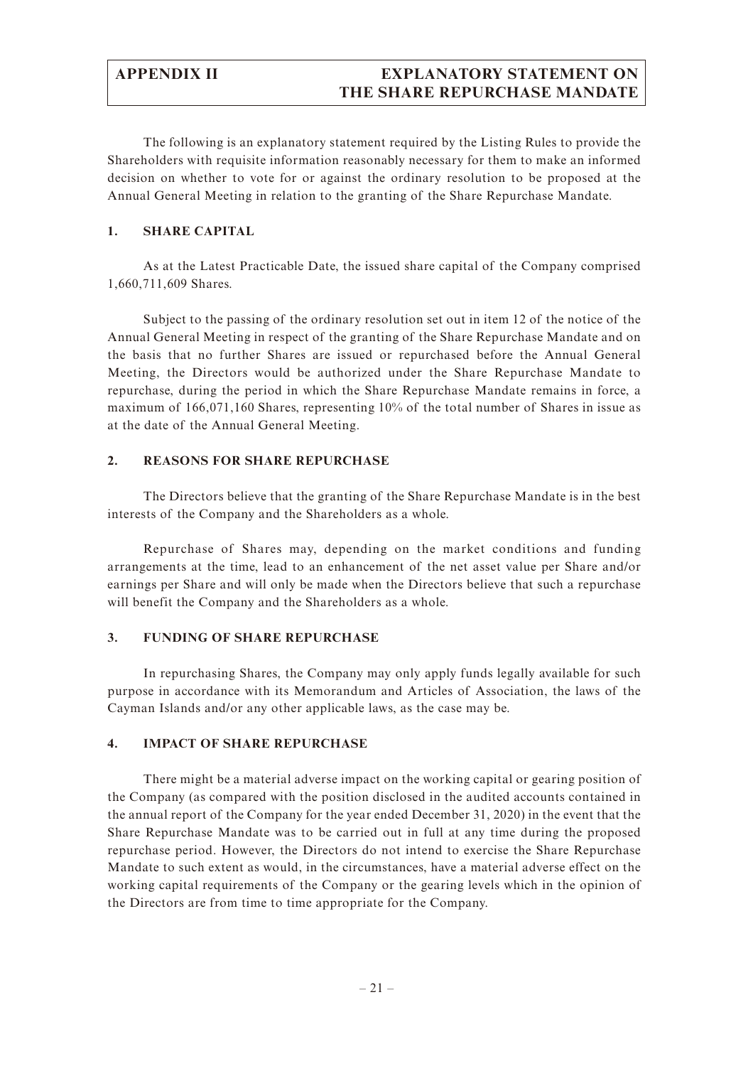# APPENDIX II EXPLANATORY STATEMENT ON THE SHARE REPURCHASE MANDATE

The following is an explanatory statement required by the Listing Rules to provide the Shareholders with requisite information reasonably necessary for them to make an informed decision on whether to vote for or against the ordinary resolution to be proposed at the Annual General Meeting in relation to the granting of the Share Repurchase Mandate.

## 1. SHARE CAPITAL

As at the Latest Practicable Date, the issued share capital of the Company comprised 1,660,711,609 Shares.

Subject to the passing of the ordinary resolution set out in item 12 of the notice of the Annual General Meeting in respect of the granting of the Share Repurchase Mandate and on the basis that no further Shares are issued or repurchased before the Annual General Meeting, the Directors would be authorized under the Share Repurchase Mandate to repurchase, during the period in which the Share Repurchase Mandate remains in force, a maximum of 166,071,160 Shares, representing 10% of the total number of Shares in issue as at the date of the Annual General Meeting.

## 2. REASONS FOR SHARE REPURCHASE

The Directors believe that the granting of the Share Repurchase Mandate is in the best interests of the Company and the Shareholders as a whole.

Repurchase of Shares may, depending on the market conditions and funding arrangements at the time, lead to an enhancement of the net asset value per Share and/or earnings per Share and will only be made when the Directors believe that such a repurchase will benefit the Company and the Shareholders as a whole.

## 3. FUNDING OF SHARE REPURCHASE

In repurchasing Shares, the Company may only apply funds legally available for such purpose in accordance with its Memorandum and Articles of Association, the laws of the Cayman Islands and/or any other applicable laws, as the case may be.

## 4. IMPACT OF SHARE REPURCHASE

There might be a material adverse impact on the working capital or gearing position of the Company (as compared with the position disclosed in the audited accounts contained in the annual report of the Company for the year ended December 31, 2020) in the event that the Share Repurchase Mandate was to be carried out in full at any time during the proposed repurchase period. However, the Directors do not intend to exercise the Share Repurchase Mandate to such extent as would, in the circumstances, have a material adverse effect on the working capital requirements of the Company or the gearing levels which in the opinion of the Directors are from time to time appropriate for the Company.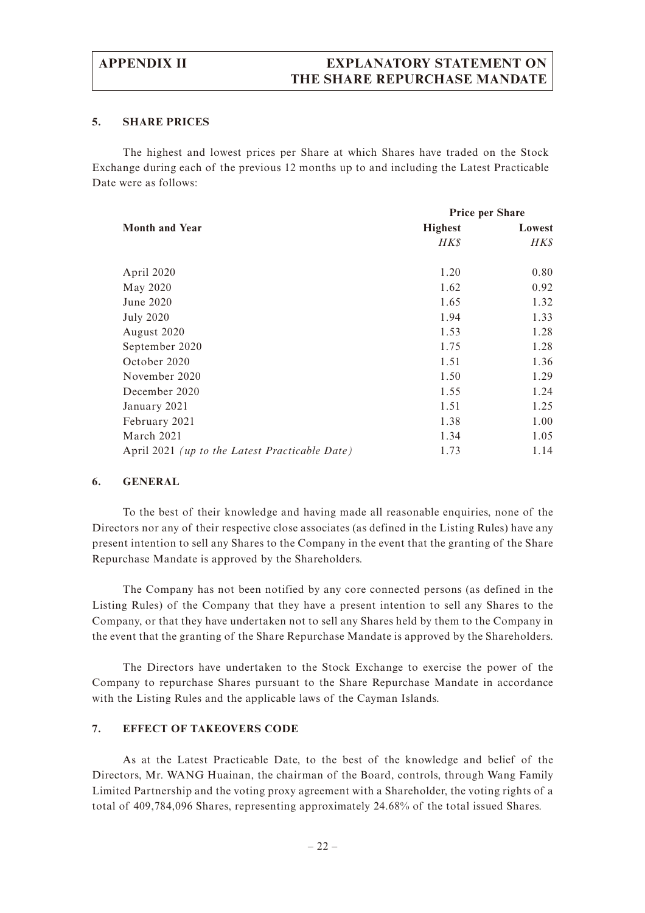### 5. SHARE PRICES

The highest and lowest prices per Share at which Shares have traded on the Stock Exchange during each of the previous 12 months up to and including the Latest Practicable Date were as follows:

| Month and Year | Price per Share | |
|---|---|---|
| | **Highest** | **Lowest** |
| | *HK$* | *HK$* |
| April 2020 | 1.20 | 0.80 |
| May 2020 | 1.62 | 0.92 |
| June 2020 | 1.65 | 1.32 |
| July 2020 | 1.94 | 1.33 |
| August 2020 | 1.53 | 1.28 |
| September 2020 | 1.75 | 1.28 |
| October 2020 | 1.51 | 1.36 |
| November 2020 | 1.50 | 1.29 |
| December 2020 | 1.55 | 1.24 |
| January 2021 | 1.51 | 1.25 |
| February 2021 | 1.38 | 1.00 |
| March 2021 | 1.34 | 1.05 |
| April 2021 *(up to the Latest Practicable Date)* | 1.73 | 1.14 |

### 6. GENERAL

To the best of their knowledge and having made all reasonable enquiries, none of the Directors nor any of their respective close associates (as defined in the Listing Rules) have any present intention to sell any Shares to the Company in the event that the granting of the Share Repurchase Mandate is approved by the Shareholders.

The Company has not been notified by any core connected persons (as defined in the Listing Rules) of the Company that they have a present intention to sell any Shares to the Company, or that they have undertaken not to sell any Shares held by them to the Company in the event that the granting of the Share Repurchase Mandate is approved by the Shareholders.

The Directors have undertaken to the Stock Exchange to exercise the power of the Company to repurchase Shares pursuant to the Share Repurchase Mandate in accordance with the Listing Rules and the applicable laws of the Cayman Islands.

### 7. EFFECT OF TAKEOVERS CODE

As at the Latest Practicable Date, to the best of the knowledge and belief of the Directors, Mr. WANG Huainan, the chairman of the Board, controls, through Wang Family Limited Partnership and the voting proxy agreement with a Shareholder, the voting rights of a total of 409,784,096 Shares, representing approximately 24.68% of the total issued Shares.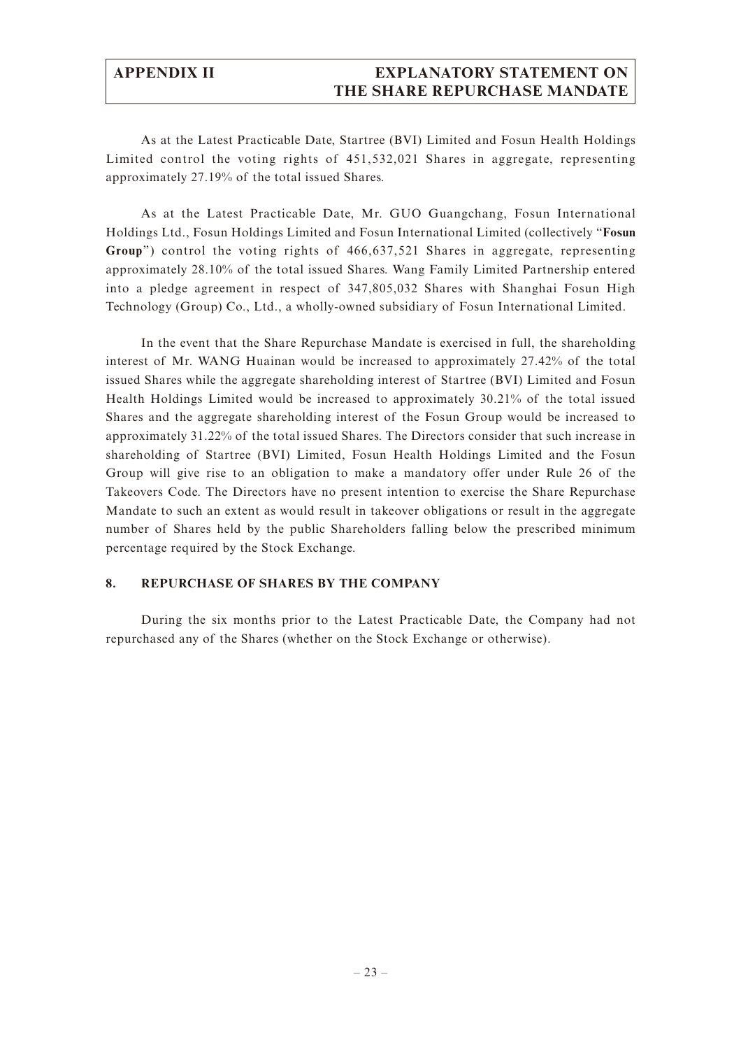As at the Latest Practicable Date, Startree (BVI) Limited and Fosun Health Holdings Limited control the voting rights of 451,532,021 Shares in aggregate, representing approximately 27.19% of the total issued Shares.

As at the Latest Practicable Date, Mr. GUO Guangchang, Fosun International Holdings Ltd., Fosun Holdings Limited and Fosun International Limited (collectively "**Fosun Group**") control the voting rights of 466,637,521 Shares in aggregate, representing approximately 28.10% of the total issued Shares. Wang Family Limited Partnership entered into a pledge agreement in respect of 347,805,032 Shares with Shanghai Fosun High Technology (Group) Co., Ltd., a wholly-owned subsidiary of Fosun International Limited.

In the event that the Share Repurchase Mandate is exercised in full, the shareholding interest of Mr. WANG Huainan would be increased to approximately 27.42% of the total issued Shares while the aggregate shareholding interest of Startree (BVI) Limited and Fosun Health Holdings Limited would be increased to approximately 30.21% of the total issued Shares and the aggregate shareholding interest of the Fosun Group would be increased to approximately 31.22% of the total issued Shares. The Directors consider that such increase in shareholding of Startree (BVI) Limited, Fosun Health Holdings Limited and the Fosun Group will give rise to an obligation to make a mandatory offer under Rule 26 of the Takeovers Code. The Directors have no present intention to exercise the Share Repurchase Mandate to such an extent as would result in takeover obligations or result in the aggregate number of Shares held by the public Shareholders falling below the prescribed minimum percentage required by the Stock Exchange.

## 8. REPURCHASE OF SHARES BY THE COMPANY

During the six months prior to the Latest Practicable Date, the Company had not repurchased any of the Shares (whether on the Stock Exchange or otherwise).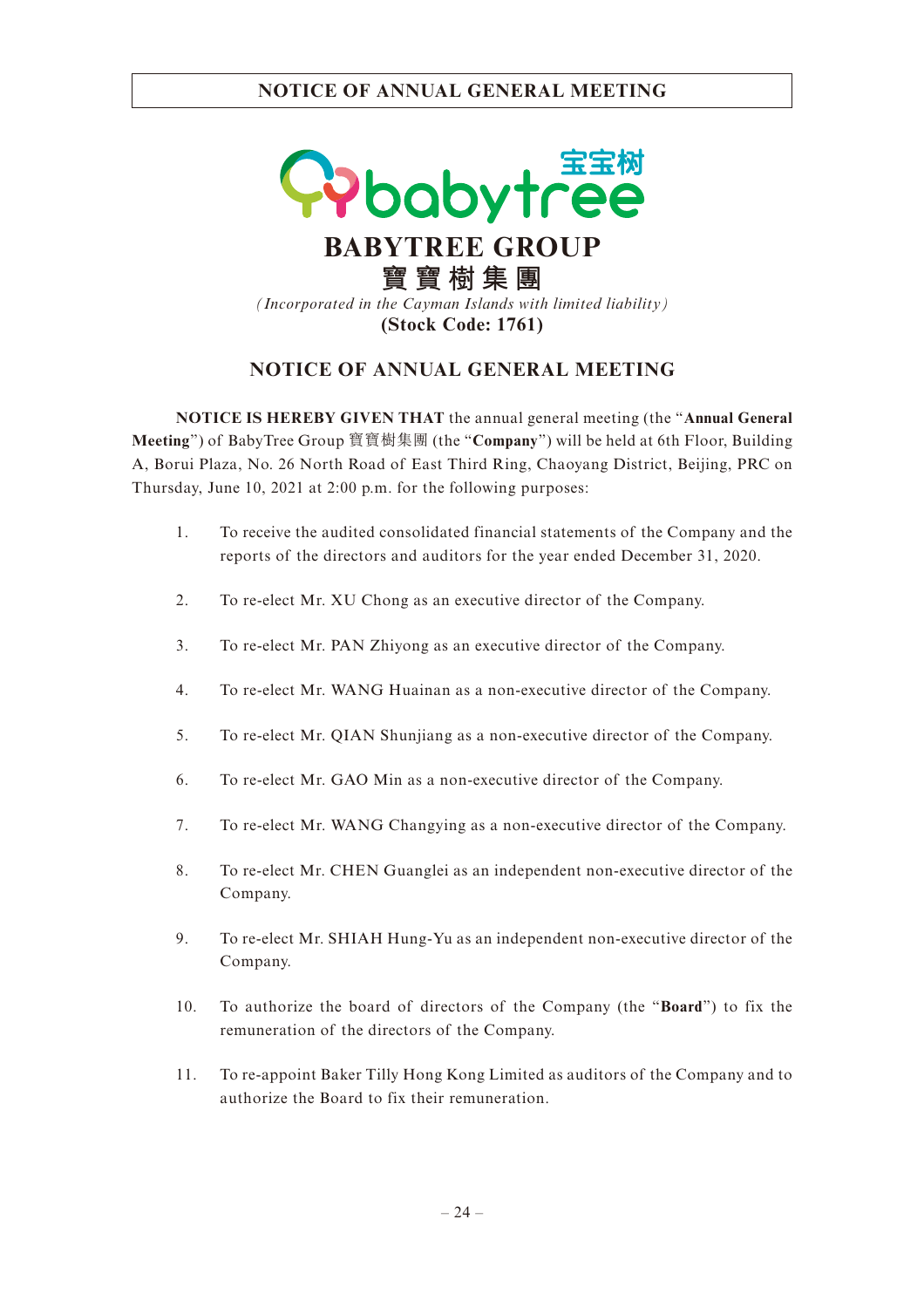# NOTICE OF ANNUAL GENERAL MEETING

宝宝树

## BABYTREE GROUP
## 寶寶樹集團

*(Incorporated in the Cayman Islands with limited liability)*

**(Stock Code: 1761)**

## NOTICE OF ANNUAL GENERAL MEETING

**NOTICE IS HEREBY GIVEN THAT** the annual general meeting (the "**Annual General Meeting**") of BabyTree Group 寶寶樹集團 (the "**Company**") will be held at 6th Floor, Building A, Borui Plaza, No. 26 North Road of East Third Ring, Chaoyang District, Beijing, PRC on Thursday, June 10, 2021 at 2:00 p.m. for the following purposes:

1. To receive the audited consolidated financial statements of the Company and the reports of the directors and auditors for the year ended December 31, 2020.

2. To re-elect Mr. XU Chong as an executive director of the Company.

3. To re-elect Mr. PAN Zhiyong as an executive director of the Company.

4. To re-elect Mr. WANG Huainan as a non-executive director of the Company.

5. To re-elect Mr. QIAN Shunjiang as a non-executive director of the Company.

6. To re-elect Mr. GAO Min as a non-executive director of the Company.

7. To re-elect Mr. WANG Changying as a non-executive director of the Company.

8. To re-elect Mr. CHEN Guanglei as an independent non-executive director of the Company.

9. To re-elect Mr. SHIAH Hung-Yu as an independent non-executive director of the Company.

10. To authorize the board of directors of the Company (the "**Board**") to fix the remuneration of the directors of the Company.

11. To re-appoint Baker Tilly Hong Kong Limited as auditors of the Company and to authorize the Board to fix their remuneration.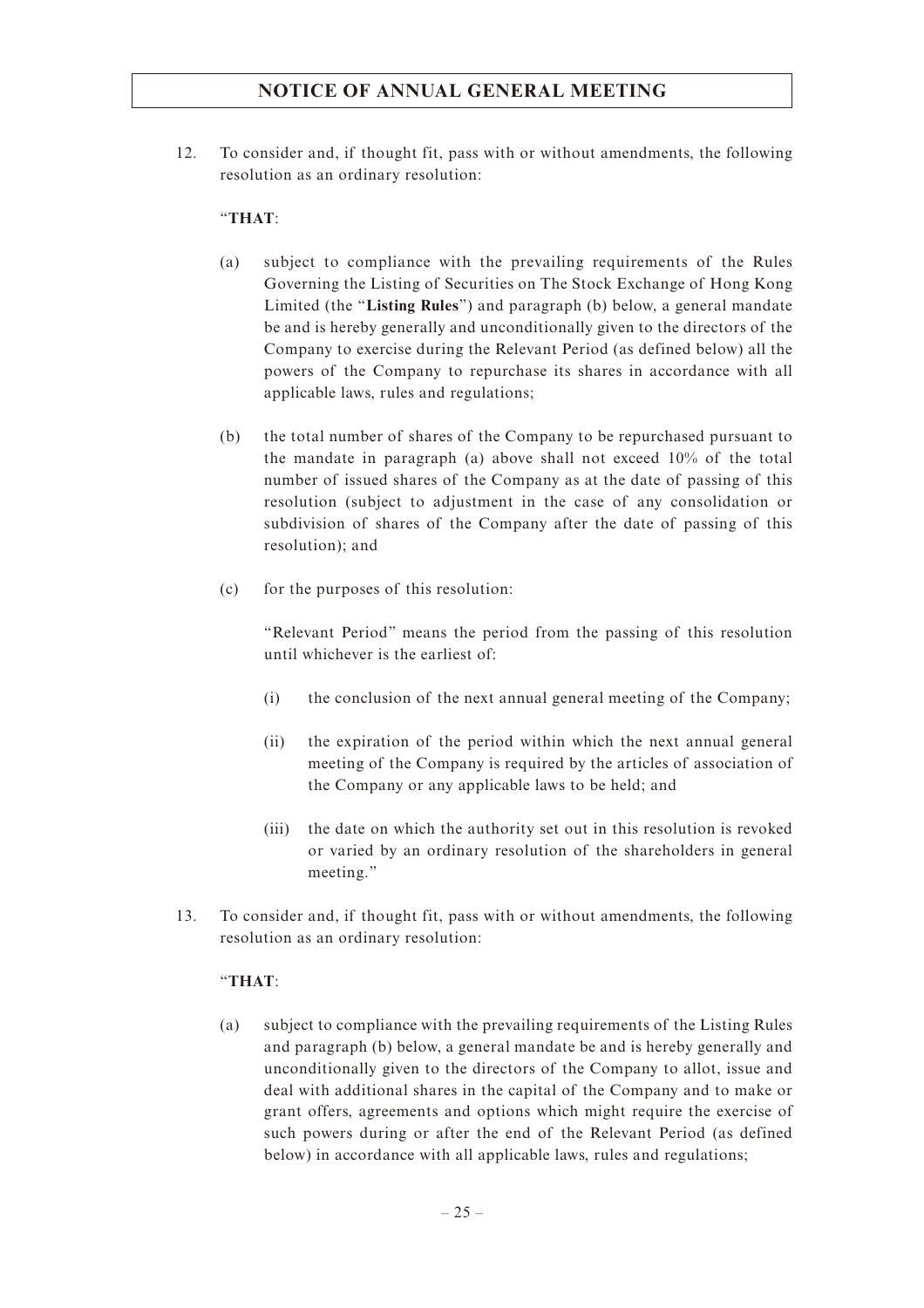12. To consider and, if thought fit, pass with or without amendments, the following resolution as an ordinary resolution:

    "**THAT**:

    (a) subject to compliance with the prevailing requirements of the Rules Governing the Listing of Securities on The Stock Exchange of Hong Kong Limited (the "**Listing Rules**") and paragraph (b) below, a general mandate be and is hereby generally and unconditionally given to the directors of the Company to exercise during the Relevant Period (as defined below) all the powers of the Company to repurchase its shares in accordance with all applicable laws, rules and regulations;

    (b) the total number of shares of the Company to be repurchased pursuant to the mandate in paragraph (a) above shall not exceed 10% of the total number of issued shares of the Company as at the date of passing of this resolution (subject to adjustment in the case of any consolidation or subdivision of shares of the Company after the date of passing of this resolution); and

    (c) for the purposes of this resolution:

        "Relevant Period" means the period from the passing of this resolution until whichever is the earliest of:

        (i) the conclusion of the next annual general meeting of the Company;

        (ii) the expiration of the period within which the next annual general meeting of the Company is required by the articles of association of the Company or any applicable laws to be held; and

        (iii) the date on which the authority set out in this resolution is revoked or varied by an ordinary resolution of the shareholders in general meeting."

13. To consider and, if thought fit, pass with or without amendments, the following resolution as an ordinary resolution:

    "**THAT**:

    (a) subject to compliance with the prevailing requirements of the Listing Rules and paragraph (b) below, a general mandate be and is hereby generally and unconditionally given to the directors of the Company to allot, issue and deal with additional shares in the capital of the Company and to make or grant offers, agreements and options which might require the exercise of such powers during or after the end of the Relevant Period (as defined below) in accordance with all applicable laws, rules and regulations;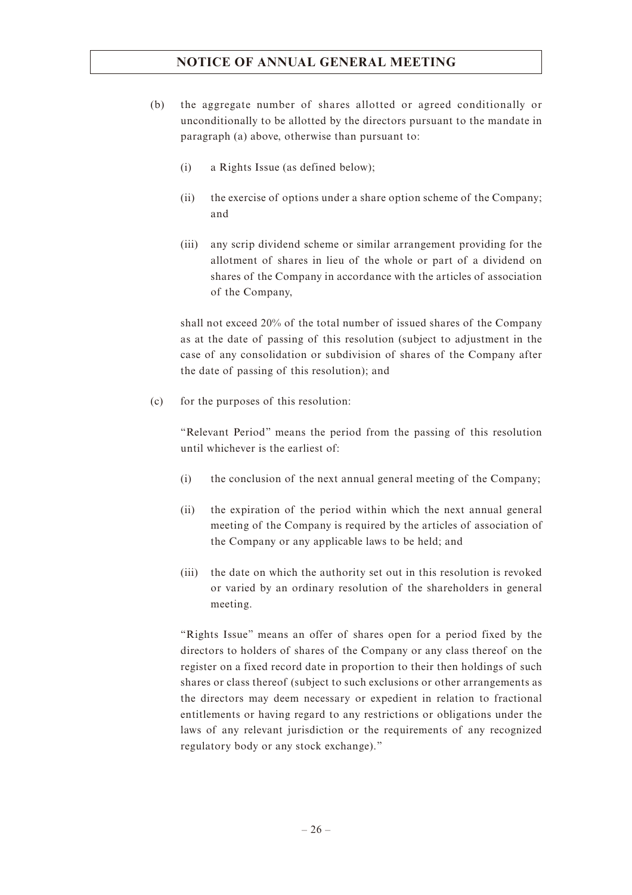(b) the aggregate number of shares allotted or agreed conditionally or unconditionally to be allotted by the directors pursuant to the mandate in paragraph (a) above, otherwise than pursuant to:

  (i) a Rights Issue (as defined below);

  (ii) the exercise of options under a share option scheme of the Company; and

  (iii) any scrip dividend scheme or similar arrangement providing for the allotment of shares in lieu of the whole or part of a dividend on shares of the Company in accordance with the articles of association of the Company,

  shall not exceed 20% of the total number of issued shares of the Company as at the date of passing of this resolution (subject to adjustment in the case of any consolidation or subdivision of shares of the Company after the date of passing of this resolution); and

(c) for the purposes of this resolution:

  "Relevant Period" means the period from the passing of this resolution until whichever is the earliest of:

  (i) the conclusion of the next annual general meeting of the Company;

  (ii) the expiration of the period within which the next annual general meeting of the Company is required by the articles of association of the Company or any applicable laws to be held; and

  (iii) the date on which the authority set out in this resolution is revoked or varied by an ordinary resolution of the shareholders in general meeting.

  "Rights Issue" means an offer of shares open for a period fixed by the directors to holders of shares of the Company or any class thereof on the register on a fixed record date in proportion to their then holdings of such shares or class thereof (subject to such exclusions or other arrangements as the directors may deem necessary or expedient in relation to fractional entitlements or having regard to any restrictions or obligations under the laws of any relevant jurisdiction or the requirements of any recognized regulatory body or any stock exchange)."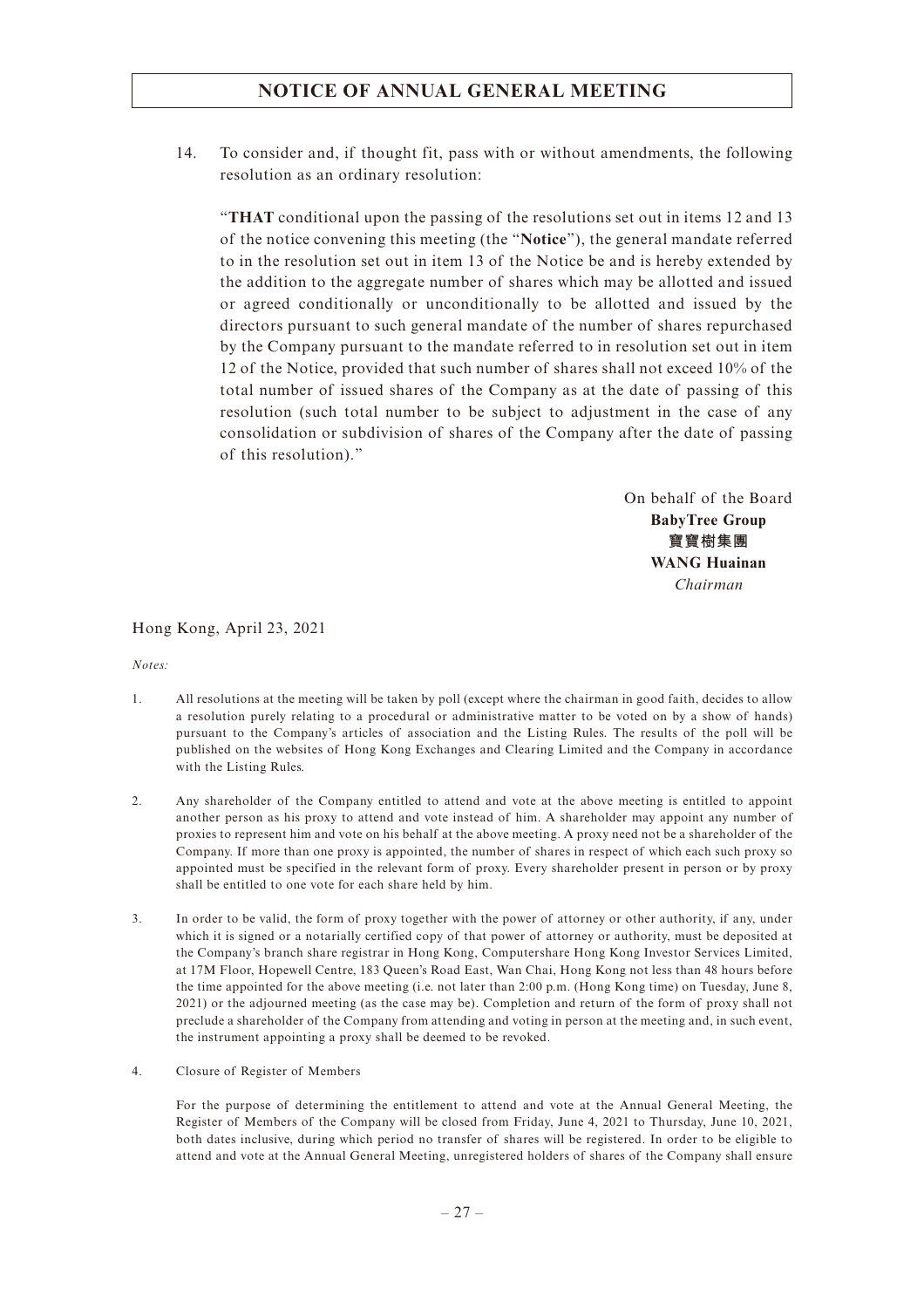14. To consider and, if thought fit, pass with or without amendments, the following resolution as an ordinary resolution:

"**THAT** conditional upon the passing of the resolutions set out in items 12 and 13 of the notice convening this meeting (the "**Notice**"), the general mandate referred to in the resolution set out in item 13 of the Notice be and is hereby extended by the addition to the aggregate number of shares which may be allotted and issued or agreed conditionally or unconditionally to be allotted and issued by the directors pursuant to such general mandate of the number of shares repurchased by the Company pursuant to the mandate referred to in resolution set out in item 12 of the Notice, provided that such number of shares shall not exceed 10% of the total number of issued shares of the Company as at the date of passing of this resolution (such total number to be subject to adjustment in the case of any consolidation or subdivision of shares of the Company after the date of passing of this resolution)."

On behalf of the Board
**BabyTree Group**
**寶寶樹集團**
**WANG Huainan**
*Chairman*

Hong Kong, April 23, 2021

*Notes:*

1. All resolutions at the meeting will be taken by poll (except where the chairman in good faith, decides to allow a resolution purely relating to a procedural or administrative matter to be voted on by a show of hands) pursuant to the Company's articles of association and the Listing Rules. The results of the poll will be published on the websites of Hong Kong Exchanges and Clearing Limited and the Company in accordance with the Listing Rules.

2. Any shareholder of the Company entitled to attend and vote at the above meeting is entitled to appoint another person as his proxy to attend and vote instead of him. A shareholder may appoint any number of proxies to represent him and vote on his behalf at the above meeting. A proxy need not be a shareholder of the Company. If more than one proxy is appointed, the number of shares in respect of which each such proxy so appointed must be specified in the relevant form of proxy. Every shareholder present in person or by proxy shall be entitled to one vote for each share held by him.

3. In order to be valid, the form of proxy together with the power of attorney or other authority, if any, under which it is signed or a notarially certified copy of that power of attorney or authority, must be deposited at the Company's branch share registrar in Hong Kong, Computershare Hong Kong Investor Services Limited, at 17M Floor, Hopewell Centre, 183 Queen's Road East, Wan Chai, Hong Kong not less than 48 hours before the time appointed for the above meeting (i.e. not later than 2:00 p.m. (Hong Kong time) on Tuesday, June 8, 2021) or the adjourned meeting (as the case may be). Completion and return of the form of proxy shall not preclude a shareholder of the Company from attending and voting in person at the meeting and, in such event, the instrument appointing a proxy shall be deemed to be revoked.

4. Closure of Register of Members

   For the purpose of determining the entitlement to attend and vote at the Annual General Meeting, the Register of Members of the Company will be closed from Friday, June 4, 2021 to Thursday, June 10, 2021, both dates inclusive, during which period no transfer of shares will be registered. In order to be eligible to attend and vote at the Annual General Meeting, unregistered holders of shares of the Company shall ensure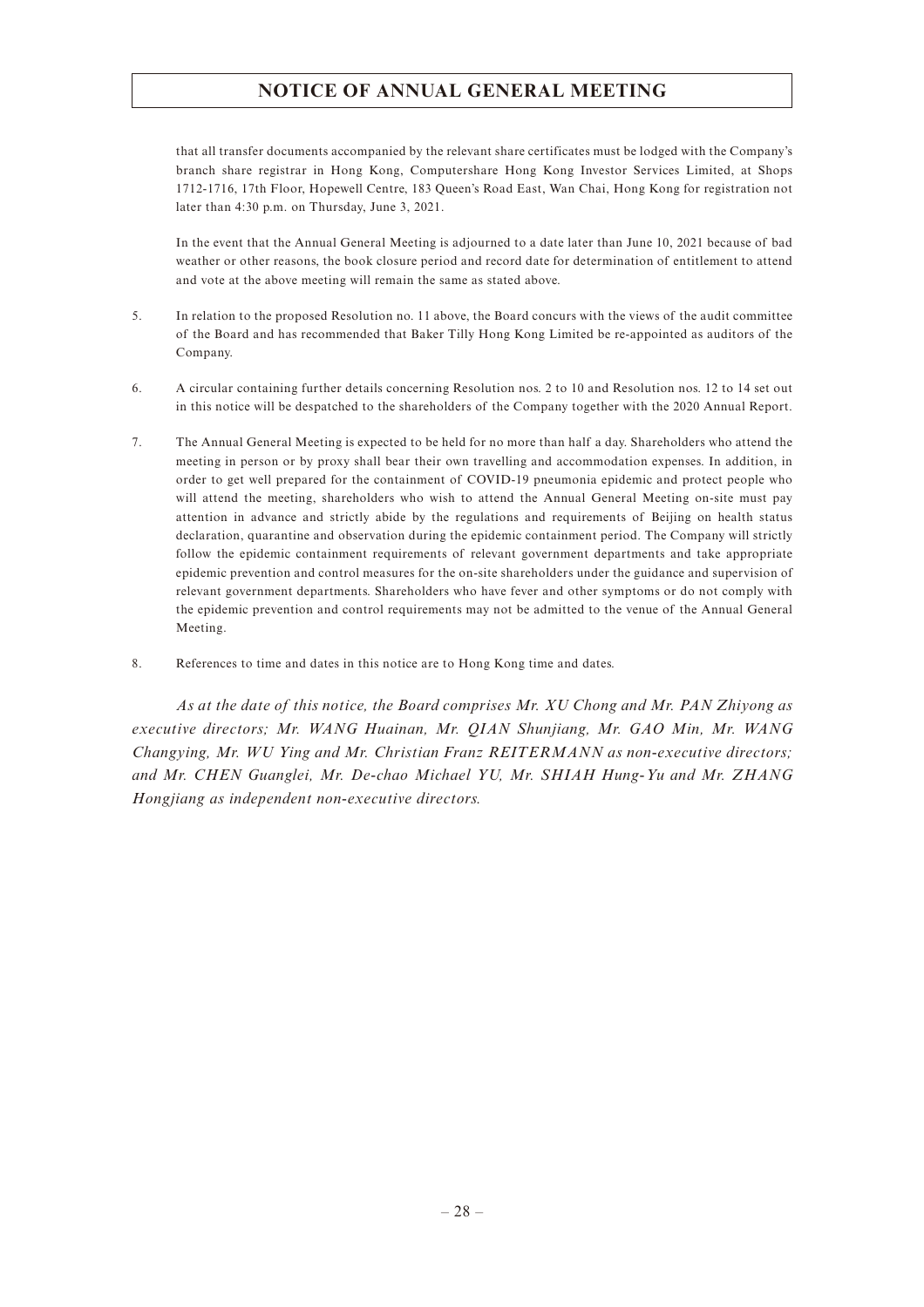that all transfer documents accompanied by the relevant share certificates must be lodged with the Company's branch share registrar in Hong Kong, Computershare Hong Kong Investor Services Limited, at Shops 1712-1716, 17th Floor, Hopewell Centre, 183 Queen's Road East, Wan Chai, Hong Kong for registration not later than 4:30 p.m. on Thursday, June 3, 2021.

In the event that the Annual General Meeting is adjourned to a date later than June 10, 2021 because of bad weather or other reasons, the book closure period and record date for determination of entitlement to attend and vote at the above meeting will remain the same as stated above.

5. In relation to the proposed Resolution no. 11 above, the Board concurs with the views of the audit committee of the Board and has recommended that Baker Tilly Hong Kong Limited be re-appointed as auditors of the Company.

6. A circular containing further details concerning Resolution nos. 2 to 10 and Resolution nos. 12 to 14 set out in this notice will be despatched to the shareholders of the Company together with the 2020 Annual Report.

7. The Annual General Meeting is expected to be held for no more than half a day. Shareholders who attend the meeting in person or by proxy shall bear their own travelling and accommodation expenses. In addition, in order to get well prepared for the containment of COVID-19 pneumonia epidemic and protect people who will attend the meeting, shareholders who wish to attend the Annual General Meeting on-site must pay attention in advance and strictly abide by the regulations and requirements of Beijing on health status declaration, quarantine and observation during the epidemic containment period. The Company will strictly follow the epidemic containment requirements of relevant government departments and take appropriate epidemic prevention and control measures for the on-site shareholders under the guidance and supervision of relevant government departments. Shareholders who have fever and other symptoms or do not comply with the epidemic prevention and control requirements may not be admitted to the venue of the Annual General Meeting.

8. References to time and dates in this notice are to Hong Kong time and dates.

*As at the date of this notice, the Board comprises Mr. XU Chong and Mr. PAN Zhiyong as executive directors; Mr. WANG Huainan, Mr. QIAN Shunjiang, Mr. GAO Min, Mr. WANG Changying, Mr. WU Ying and Mr. Christian Franz REITERMANN as non-executive directors; and Mr. CHEN Guanglei, Mr. De-chao Michael YU, Mr. SHIAH Hung-Yu and Mr. ZHANG Hongjiang as independent non-executive directors.*